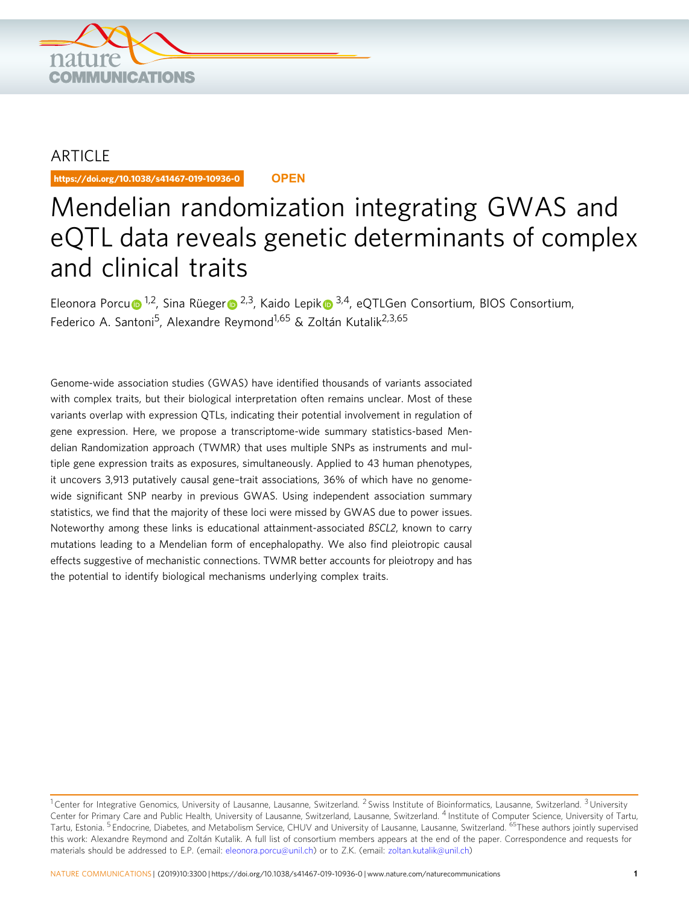ARTICLE

https://doi.org/10.1038/s41467-019-10936-0 OPEN

# Mendelian randomization integrating GWAS and eQTL data reveals genetic determinants of complex and clinical traits

Eleonora Porcu[1,2], Sina Rüeger[2,3], Kaido Lepik[3,4], eQTLGen Consortium, BIOS Consortium, Federico A. Santoni[5], Alexandre Reymond[1,65] & Zoltán Kutalik[2,3,65]

Genome-wide association studies (GWAS) have identified thousands of variants associated with complex traits, but their biological interpretation often remains unclear. Most of these variants overlap with expression QTLs, indicating their potential involvement in regulation of gene expression. Here, we propose a transcriptome-wide summary statistics-based Mendelian Randomization approach (TWMR) that uses multiple SNPs as instruments and multiple gene expression traits as exposures, simultaneously. Applied to 43 human phenotypes, it uncovers 3,913 putatively causal gene–trait associations, 36% of which have no genome-wide significant SNP nearby in previous GWAS. Using independent association summary statistics, we find that the majority of these loci were missed by GWAS due to power issues. Noteworthy among these links is educational attainment-associated *BSCL2*, known to carry mutations leading to a Mendelian form of encephalopathy. We also find pleiotropic causal effects suggestive of mechanistic connections. TWMR better accounts for pleiotropy and has the potential to identify biological mechanisms underlying complex traits.

[1]Center for Integrative Genomics, University of Lausanne, Lausanne, Switzerland. [2]Swiss Institute of Bioinformatics, Lausanne, Switzerland. [3]University Center for Primary Care and Public Health, University of Lausanne, Switzerland, Lausanne, Switzerland. [4]Institute of Computer Science, University of Tartu, Tartu, Estonia. [5]Endocrine, Diabetes, and Metabolism Service, CHUV and University of Lausanne, Lausanne, Switzerland. [65]These authors jointly supervised this work: Alexandre Reymond and Zoltán Kutalik. A full list of consortium members appears at the end of the paper. Correspondence and requests for materials should be addressed to E.P. (email: eleonora.porcu@unil.ch) or to Z.K. (email: zoltan.kutalik@unil.ch)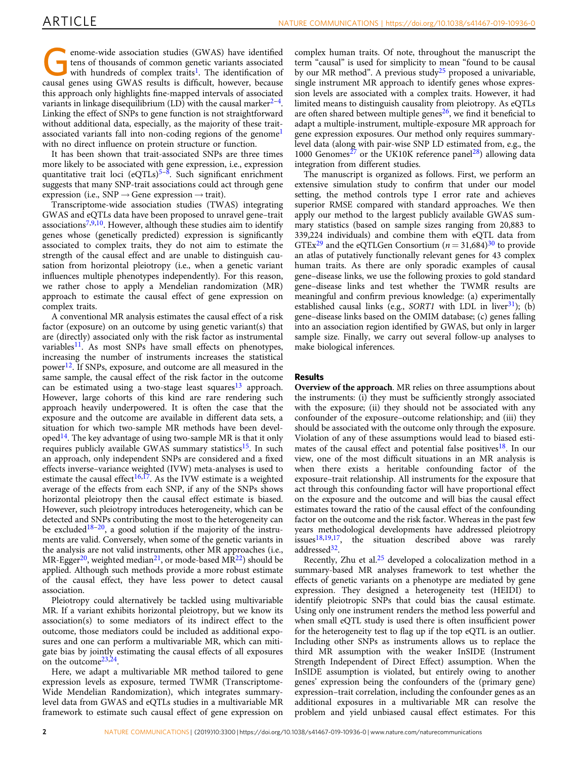Genome-wide association studies (GWAS) have identified tens of thousands of common genetic variants associated with hundreds of complex traits[1]. The identification of causal genes using GWAS results is difficult, however, because this approach only highlights fine-mapped intervals of associated variants in linkage disequilibrium (LD) with the causal marker[2–4]. Linking the effect of SNPs to gene function is not straightforward without additional data, especially, as the majority of these trait-associated variants fall into non-coding regions of the genome[1] with no direct influence on protein structure or function.

It has been shown that trait-associated SNPs are three times more likely to be associated with gene expression, i.e., expression quantitative trait loci (eQTLs)[5–8]. Such significant enrichment suggests that many SNP-trait associations could act through gene expression (i.e., SNP → Gene expression → trait).

Transcriptome-wide association studies (TWAS) integrating GWAS and eQTLs data have been proposed to unravel gene–trait associations[7,9,10]. However, although these studies aim to identify genes whose (genetically predicted) expression is significantly associated to complex traits, they do not aim to estimate the strength of the causal effect and are unable to distinguish causation from horizontal pleiotropy (i.e., when a genetic variant influences multiple phenotypes independently). For this reason, we rather chose to apply a Mendelian randomization (MR) approach to estimate the causal effect of gene expression on complex traits.

A conventional MR analysis estimates the causal effect of a risk factor (exposure) on an outcome by using genetic variant(s) that are (directly) associated only with the risk factor as instrumental variables[11]. As most SNPs have small effects on phenotypes, increasing the number of instruments increases the statistical power[12]. If SNPs, exposure, and outcome are all measured in the same sample, the causal effect of the risk factor in the outcome can be estimated using a two-stage least squares[13] approach. However, large cohorts of this kind are rare rendering such approach heavily underpowered. It is often the case that the exposure and the outcome are available in different data sets, a situation for which two-sample MR methods have been developed[14]. The key advantage of using two-sample MR is that it only requires publicly available GWAS summary statistics[15]. In such an approach, only independent SNPs are considered and a fixed effects inverse–variance weighted (IVW) meta-analyses is used to estimate the causal effect[16,17]. As the IVW estimate is a weighted average of the effects from each SNP, if any of the SNPs shows horizontal pleiotropy then the causal effect estimate is biased. However, such pleiotropy introduces heterogeneity, which can be detected and SNPs contributing the most to the heterogeneity can be excluded[18–20], a good solution if the majority of the instruments are valid. Conversely, when some of the genetic variants in the analysis are not valid instruments, other MR approaches (i.e., MR-Egger[20], weighted median[21], or mode-based MR[22]) should be applied. Although such methods provide a more robust estimate of the causal effect, they have less power to detect causal association.

Pleiotropy could alternatively be tackled using multivariable MR. If a variant exhibits horizontal pleiotropy, but we know its association(s) to some mediators of its indirect effect to the outcome, those mediators could be included as additional exposures and one can perform a multivariable MR, which can mitigate bias by jointly estimating the causal effects of all exposures on the outcome[23,24].

Here, we adapt a multivariable MR method tailored to gene expression levels as exposure, termed TWMR (Transcriptome-Wide Mendelian Randomization), which integrates summary-level data from GWAS and eQTLs studies in a multivariable MR framework to estimate such causal effect of gene expression on complex human traits. Of note, throughout the manuscript the term "causal" is used for simplicity to mean "found to be causal by our MR method". A previous study[25] proposed a univariable, single instrument MR approach to identify genes whose expression levels are associated with a complex traits. However, it had limited means to distinguish causality from pleiotropy. As eQTLs are often shared between multiple genes[26], we find it beneficial to adapt a multiple-instrument, multiple-exposure MR approach for gene expression exposures. Our method only requires summary-level data (along with pair-wise SNP LD estimated from, e.g., the 1000 Genomes[27] or the UK10K reference panel[28]) allowing data integration from different studies.

The manuscript is organized as follows. First, we perform an extensive simulation study to confirm that under our model setting, the method controls type I error rate and achieves superior RMSE compared with standard approaches. We then apply our method to the largest publicly available GWAS summary statistics (based on sample sizes ranging from 20,883 to 339,224 individuals) and combine them with eQTL data from GTEx[29] and the eQTLGen Consortium ($n = 31,684$)[30] to provide an atlas of putatively functionally relevant genes for 43 complex human traits. As there are only sporadic examples of causal gene–disease links, we use the following proxies to gold standard gene–disease links and test whether the TWMR results are meaningful and confirm previous knowledge: (a) experimentally established causal links (e.g., *SORT1* with LDL in liver[31]); (b) gene–disease links based on the OMIM database; (c) genes falling into an association region identified by GWAS, but only in larger sample size. Finally, we carry out several follow-up analyses to make biological inferences.

## Results

**Overview of the approach**. MR relies on three assumptions about the instruments: (i) they must be sufficiently strongly associated with the exposure; (ii) they should not be associated with any confounder of the exposure–outcome relationship; and (iii) they should be associated with the outcome only through the exposure. Violation of any of these assumptions would lead to biased estimates of the causal effect and potential false positives[18]. In our view, one of the most difficult situations in an MR analysis is when there exists a heritable confounding factor of the exposure–trait relationship. All instruments for the exposure that act through this confounding factor will have proportional effect on the exposure and the outcome and will bias the causal effect estimates toward the ratio of the causal effect of the confounding factor on the outcome and the risk factor. Whereas in the past few years methodological developments have addressed pleiotropy issues[18,19,17], the situation described above was rarely addressed[32].

Recently, Zhu et al.[25] developed a colocalization method in a summary-based MR analyses framework to test whether the effects of genetic variants on a phenotype are mediated by gene expression. They designed a heterogeneity test (HEIDI) to identify pleiotropic SNPs that could bias the causal estimate. Using only one instrument renders the method less powerful and when small eQTL study is used there is often insufficient power for the heterogeneity test to flag up if the top eQTL is an outlier. Including other SNPs as instruments allows us to replace the third MR assumption with the weaker InSIDE (Instrument Strength Independent of Direct Effect) assumption. When the InSIDE assumption is violated, but entirely owing to another genes' expression being the confounders of the (primary gene) expression–trait correlation, including the confounder genes as an additional exposures in a multivariable MR can resolve the problem and yield unbiased causal effect estimates. For this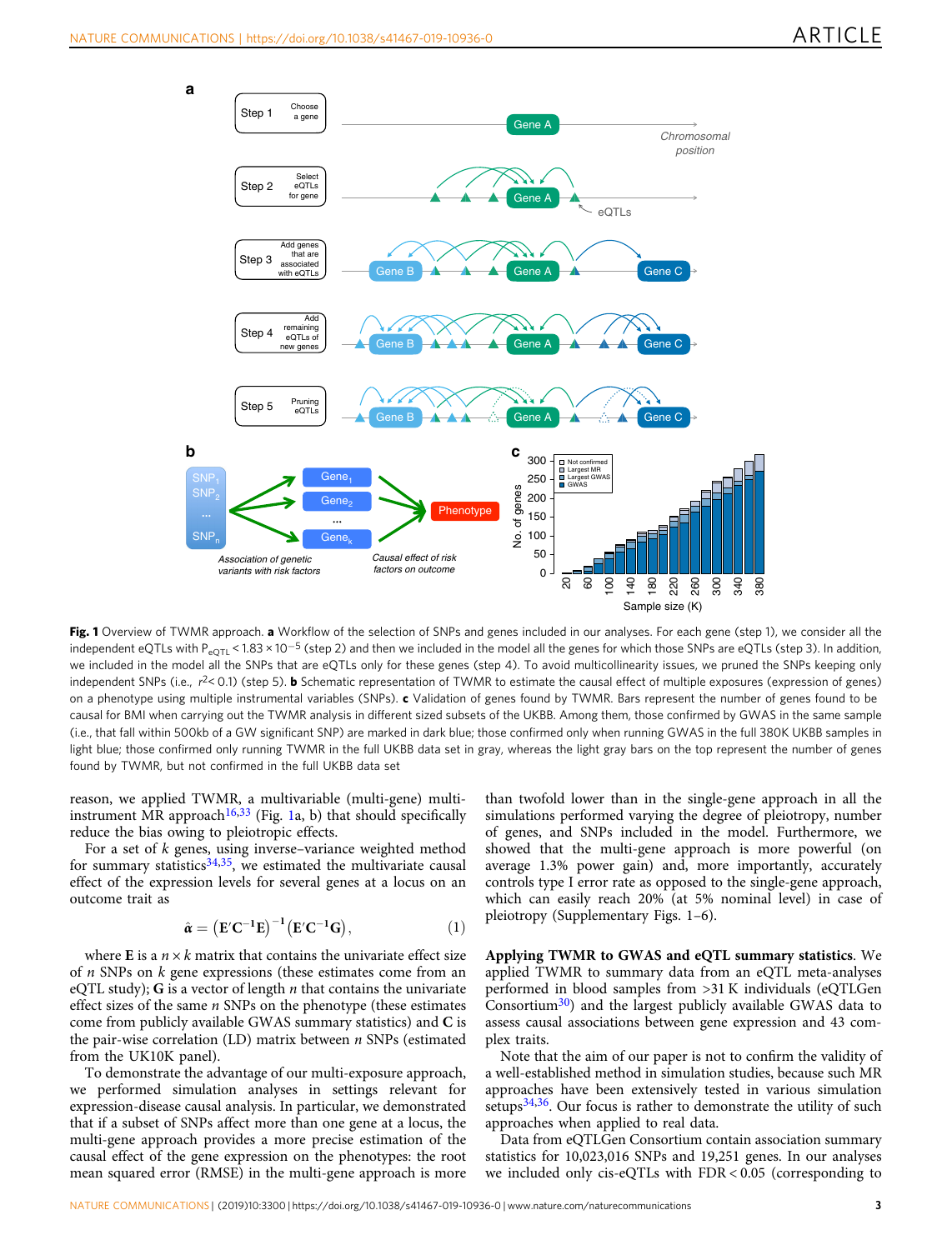a

Step 1 Choose a gene

Gene A

Chromosomal position

Step 2 Select eQTLs for gene

Gene A

eQTLs

Step 3 Add genes that are associated with eQTLs

Gene B Gene A Gene C

Step 4 Add remaining eQTLs of new genes

Gene B Gene A Gene C

Step 5 Pruning eQTLs

Gene B Gene A Gene C

b

SNP1
SNP2
...
SNPn

Gene1
Gene2
...
Genek

Phenotype

Association of genetic variants with risk factors

Causal effect of risk factors on outcome

c

No. of genes

300
250
200
150
100
50
0

Not confirmed
Largest MR
Largest GWAS
GWAS

20 60 100 140 180 220 260 300 340 380

Sample size (K)

**Fig. 1** Overview of TWMR approach. **a** Workflow of the selection of SNPs and genes included in our analyses. For each gene (step 1), we consider all the independent eQTLs with $P_{eQTL} < 1.83 \times 10^{-5}$ (step 2) and then we included in the model all the genes for which those SNPs are eQTLs (step 3). In addition, we included in the model all the SNPs that are eQTLs only for these genes (step 4). To avoid multicollinearity issues, we pruned the SNPs keeping only independent SNPs (i.e., $r^2 < 0.1$) (step 5). **b** Schematic representation of TWMR to estimate the causal effect of multiple exposures (expression of genes) on a phenotype using multiple instrumental variables (SNPs). **c** Validation of genes found by TWMR. Bars represent the number of genes found to be causal for BMI when carrying out the TWMR analysis in different sized subsets of the UKBB. Among them, those confirmed by GWAS in the same sample (i.e., that fall within 500kb of a GW significant SNP) are marked in dark blue; those confirmed only when running GWAS in the full 380K UKBB samples in light blue; those confirmed only running TWMR in the full UKBB data set in gray, whereas the light gray bars on the top represent the number of genes found by TWMR, but not confirmed in the full UKBB data set

reason, we applied TWMR, a multivariable (multi-gene) multi-instrument MR approach[16,33] (Fig. 1a, b) that should specifically reduce the bias owing to pleiotropic effects.

For a set of $k$ genes, using inverse–variance weighted method for summary statistics[34,35], we estimated the multivariate causal effect of the expression levels for several genes at a locus on an outcome trait as

$$\hat{\alpha} = \left(\mathbf{E}'\mathbf{C}^{-1}\mathbf{E}\right)^{-1}\left(\mathbf{E}'\mathbf{C}^{-1}\mathbf{G}\right), \tag{1}$$

where $\mathbf{E}$ is a $n \times k$ matrix that contains the univariate effect size of $n$ SNPs on $k$ gene expressions (these estimates come from an eQTL study); $\mathbf{G}$ is a vector of length $n$ that contains the univariate effect sizes of the same $n$ SNPs on the phenotype (these estimates come from publicly available GWAS summary statistics) and $\mathbf{C}$ is the pair-wise correlation (LD) matrix between $n$ SNPs (estimated from the UK10K panel).

To demonstrate the advantage of our multi-exposure approach, we performed simulation analyses in settings relevant for expression-disease causal analysis. In particular, we demonstrated that if a subset of SNPs affect more than one gene at a locus, the multi-gene approach provides a more precise estimation of the causal effect of the gene expression on the phenotypes: the root mean squared error (RMSE) in the multi-gene approach is more than twofold lower than in the single-gene approach in all the simulations performed varying the degree of pleiotropy, number of genes, and SNPs included in the model. Furthermore, we showed that the multi-gene approach is more powerful (on average 1.3% power gain) and, more importantly, accurately controls type I error rate as opposed to the single-gene approach, which can easily reach 20% (at 5% nominal level) in case of pleiotropy (Supplementary Figs. 1–6).

**Applying TWMR to GWAS and eQTL summary statistics**. We applied TWMR to summary data from an eQTL meta-analyses performed in blood samples from >31 K individuals (eQTLGen Consortium[30]) and the largest publicly available GWAS data to assess causal associations between gene expression and 43 complex traits.

Note that the aim of our paper is not to confirm the validity of a well-established method in simulation studies, because such MR approaches have been extensively tested in various simulation setups[34,36]. Our focus is rather to demonstrate the utility of such approaches when applied to real data.

Data from eQTLGen Consortium contain association summary statistics for 10,023,016 SNPs and 19,251 genes. In our analyses we included only cis-eQTLs with FDR < 0.05 (corresponding to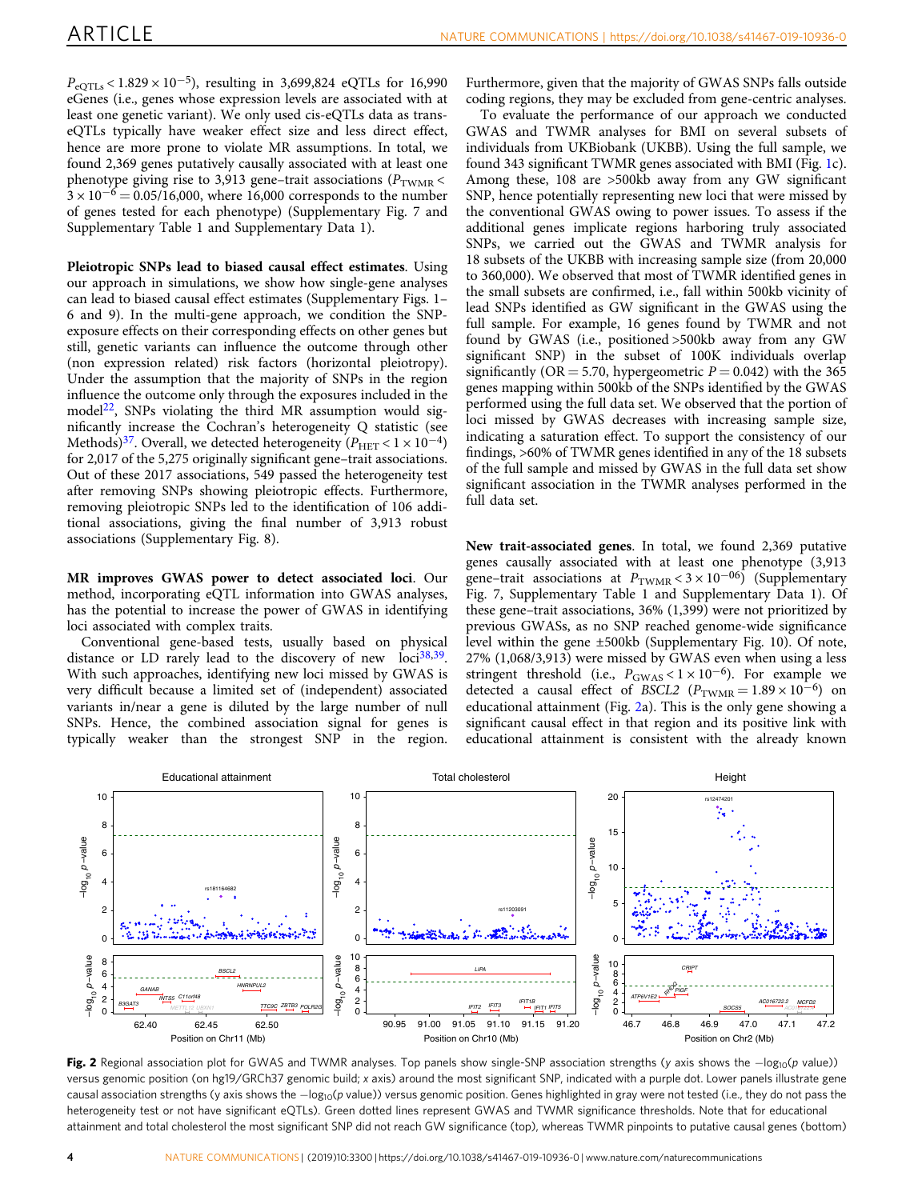$P_{eQTLs} < 1.829 \times 10^{-5}$), resulting in 3,699,824 eQTLs for 16,990 eGenes (i.e., genes whose expression levels are associated with at least one genetic variant). We only used cis-eQTLs data as trans-eQTLs typically have weaker effect size and less direct effect, hence are more prone to violate MR assumptions. In total, we found 2,369 genes putatively causally associated with at least one phenotype giving rise to 3,913 gene–trait associations ($P_{TWMR} < 3 \times 10^{-6} = 0.05/16{,}000$, where 16,000 corresponds to the number of genes tested for each phenotype) (Supplementary Fig. 7 and Supplementary Table 1 and Supplementary Data 1).

**Pleiotropic SNPs lead to biased causal effect estimates**. Using our approach in simulations, we show how single-gene analyses can lead to biased causal effect estimates (Supplementary Figs. 1–6 and 9). In the multi-gene approach, we condition the SNP-exposure effects on their corresponding effects on other genes but still, genetic variants can influence the outcome through other (non expression related) risk factors (horizontal pleiotropy). Under the assumption that the majority of SNPs in the region influence the outcome only through the exposures included in the model[22], SNPs violating the third MR assumption would significantly increase the Cochran's heterogeneity Q statistic (see Methods)[37]. Overall, we detected heterogeneity ($P_{HET} < 1 \times 10^{-4}$) for 2,017 of the 5,275 originally significant gene–trait associations. Out of these 2017 associations, 549 passed the heterogeneity test after removing SNPs showing pleiotropic effects. Furthermore, removing pleiotropic SNPs led to the identification of 106 additional associations, giving the final number of 3,913 robust associations (Supplementary Fig. 8).

**MR improves GWAS power to detect associated loci**. Our method, incorporating eQTL information into GWAS analyses, has the potential to increase the power of GWAS in identifying loci associated with complex traits.

Conventional gene-based tests, usually based on physical distance or LD rarely lead to the discovery of new loci[38,39]. With such approaches, identifying new loci missed by GWAS is very difficult because a limited set of (independent) associated variants in/near a gene is diluted by the large number of null SNPs. Hence, the combined association signal for genes is typically weaker than the strongest SNP in the region. Furthermore, given that the majority of GWAS SNPs falls outside coding regions, they may be excluded from gene-centric analyses.

To evaluate the performance of our approach we conducted GWAS and TWMR analyses for BMI on several subsets of individuals from UKBiobank (UKBB). Using the full sample, we found 343 significant TWMR genes associated with BMI (Fig. 1c). Among these, 108 are >500kb away from any GW significant SNP, hence potentially representing new loci that were missed by the conventional GWAS owing to power issues. To assess if the additional genes implicate regions harboring truly associated SNPs, we carried out the GWAS and TWMR analysis for 18 subsets of the UKBB with increasing sample size (from 20,000 to 360,000). We observed that most of TWMR identified genes in the small subsets are confirmed, i.e., fall within 500kb vicinity of lead SNPs identified as GW significant in the GWAS using the full sample. For example, 16 genes found by TWMR and not found by GWAS (i.e., positioned >500kb away from any GW significant SNP) in the subset of 100K individuals overlap significantly (OR = 5.70, hypergeometric $P = 0.042$) with the 365 genes mapping within 500kb of the SNPs identified by the GWAS performed using the full data set. We observed that the portion of loci missed by GWAS decreases with increasing sample size, indicating a saturation effect. To support the consistency of our findings, >60% of TWMR genes identified in any of the 18 subsets of the full sample and missed by GWAS in the full data set show significant association in the TWMR analyses performed in the full data set.

**New trait-associated genes**. In total, we found 2,369 putative genes causally associated with at least one phenotype (3,913 gene–trait associations at $P_{TWMR} < 3 \times 10^{-06}$) (Supplementary Fig. 7, Supplementary Table 1 and Supplementary Data 1). Of these gene–trait associations, 36% (1,399) were not prioritized by previous GWASs, as no SNP reached genome-wide significance level within the gene ±500kb (Supplementary Fig. 10). Of note, 27% (1,068/3,913) were missed by GWAS even when using a less stringent threshold (i.e., $P_{GWAS} < 1 \times 10^{-6}$). For example we detected a causal effect of *BSCL2* ($P_{TWMR} = 1.89 \times 10^{-6}$) on educational attainment (Fig. 2a). This is the only gene showing a significant causal effect in that region and its positive link with educational attainment is consistent with the already known

Educational attainment
Total cholesterol
Height
rs181164682
rs11203091
rs12474201
$-\log_{10}$ p-value
GANAB, B3GAT3, INTS5, C11orf48, METTL12, UBXN1, BSCL2, HNRNPUL2, TTC9C, ZBTB3, POLR2G
Position on Chr11 (Mb)
LIPA, IFIT2, IFIT3, IFIT1B, IFIT1, IFIT5
Position on Chr10 (Mb)
CRIPT, PIGF, RHOQ, ATP6V1E2, SOCS5, AC016722.2, MCFD2, TTC7A
Position on Chr2 (Mb)

**Fig. 2** Regional association plot for GWAS and TWMR analyses. Top panels show single-SNP association strengths (y axis shows the $-\log_{10}$(p value)) versus genomic position (on hg19/GRCh37 genomic build; x axis) around the most significant SNP, indicated with a purple dot. Lower panels illustrate gene causal association strengths (y axis shows the $-\log_{10}$(p value)) versus genomic position. Genes highlighted in gray were not tested (i.e., they do not pass the heterogeneity test or not have significant eQTLs). Green dotted lines represent GWAS and TWMR significance thresholds. Note that for educational attainment and total cholesterol the most significant SNP did not reach GW significance (top), whereas TWMR pinpoints to putative causal genes (bottom)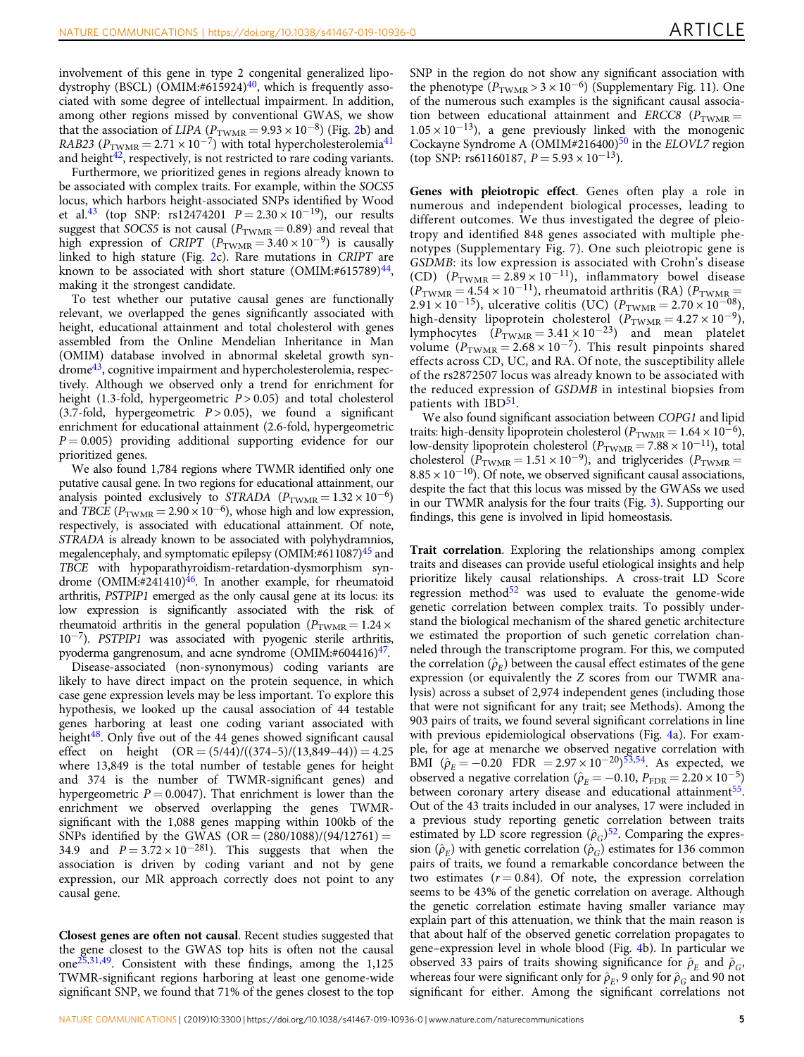involvement of this gene in type 2 congenital generalized lipodystrophy (BSCL) (OMIM:#615924)[40], which is frequently associated with some degree of intellectual impairment. In addition, among other regions missed by conventional GWAS, we show that the association of *LIPA* ($P_{\mathrm{TWMR}} = 9.93 \times 10^{-8}$) (Fig. 2b) and *RAB23* ($P_{\mathrm{TWMR}} = 2.71 \times 10^{-7}$) with total hypercholesterolemia[41] and height[42], respectively, is not restricted to rare coding variants.

Furthermore, we prioritized genes in regions already known to be associated with complex traits. For example, within the *SOCS5* locus, which harbors height-associated SNPs identified by Wood et al.[43] (top SNP: rs12474201 $P = 2.30 \times 10^{-19}$), our results suggest that *SOCS5* is not causal ($P_{\mathrm{TWMR}} = 0.89$) and reveal that high expression of *CRIPT* ($P_{\mathrm{TWMR}} = 3.40 \times 10^{-9}$) is causally linked to high stature (Fig. 2c). Rare mutations in *CRIPT* are known to be associated with short stature (OMIM:#615789)[44], making it the strongest candidate.

To test whether our putative causal genes are functionally relevant, we overlapped the genes significantly associated with height, educational attainment and total cholesterol with genes assembled from the Online Mendelian Inheritance in Man (OMIM) database involved in abnormal skeletal growth syndrome[43], cognitive impairment and hypercholesterolemia, respectively. Although we observed only a trend for enrichment for height (1.3-fold, hypergeometric $P > 0.05$) and total cholesterol (3.7-fold, hypergeometric $P > 0.05$), we found a significant enrichment for educational attainment (2.6-fold, hypergeometric $P = 0.005$) providing additional supporting evidence for our prioritized genes.

We also found 1,784 regions where TWMR identified only one putative causal gene. In two regions for educational attainment, our analysis pointed exclusively to *STRADA* ($P_{\mathrm{TWMR}} = 1.32 \times 10^{-6}$) and *TBCE* ($P_{\mathrm{TWMR}} = 2.90 \times 10^{-6}$), whose high and low expression, respectively, is associated with educational attainment. Of note, *STRADA* is already known to be associated with polyhydramnios, megalencephaly, and symptomatic epilepsy (OMIM:#611087)[45] and *TBCE* with hypoparathyroidism-retardation-dysmorphism syndrome (OMIM:#241410)[46]. In another example, for rheumatoid arthritis, *PSTPIP1* emerged as the only causal gene at its locus: its low expression is significantly associated with the risk of rheumatoid arthritis in the general population ($P_{\mathrm{TWMR}} = 1.24 \times 10^{-7}$). *PSTPIP1* was associated with pyogenic sterile arthritis, pyoderma gangrenosum, and acne syndrome (OMIM:#604416)[47].

Disease-associated (non-synonymous) coding variants are likely to have direct impact on the protein sequence, in which case gene expression levels may be less important. To explore this hypothesis, we looked up the causal association of 44 testable genes harboring at least one coding variant associated with height[48]. Only five out of the 44 genes showed significant causal effect on height ($\mathrm{OR} = (5/44)/((374\text{–}5)/(13{,}849\text{–}44)) = 4.25$ where 13,849 is the total number of testable genes for height and 374 is the number of TWMR-significant genes) and hypergeometric $P = 0.0047$). That enrichment is lower than the enrichment we observed overlapping the genes TWMR-significant with the 1,088 genes mapping within 100kb of the SNPs identified by the GWAS ($\mathrm{OR} = (280/1088)/(94/12761) = 34.9$ and $P = 3.72 \times 10^{-281}$). This suggests that when the association is driven by coding variant and not by gene expression, our MR approach correctly does not point to any causal gene.

**Closest genes are often not causal**. Recent studies suggested that the gene closest to the GWAS top hits is often not the causal one[25,31,49]. Consistent with these findings, among the 1,125 TWMR-significant regions harboring at least one genome-wide significant SNP, we found that 71% of the genes closest to the top SNP in the region do not show any significant association with the phenotype ($P_{\mathrm{TWMR}} > 3 \times 10^{-6}$) (Supplementary Fig. 11). One of the numerous such examples is the significant causal association between educational attainment and *ERCC8* ($P_{\mathrm{TWMR}} = 1.05 \times 10^{-13}$), a gene previously linked with the monogenic Cockayne Syndrome A (OMIM#216400)[50] in the *ELOVL7* region (top SNP: rs61160187, $P = 5.93 \times 10^{-13}$).

**Genes with pleiotropic effect**. Genes often play a role in numerous and independent biological processes, leading to different outcomes. We thus investigated the degree of pleiotropy and identified 848 genes associated with multiple phenotypes (Supplementary Fig. 7). One such pleiotropic gene is *GSDMB*: its low expression is associated with Crohn's disease (CD) ($P_{\mathrm{TWMR}} = 2.89 \times 10^{-11}$), inflammatory bowel disease ($P_{\mathrm{TWMR}} = 4.54 \times 10^{-11}$), rheumatoid arthritis (RA) ($P_{\mathrm{TWMR}} = 2.91 \times 10^{-15}$), ulcerative colitis (UC) ($P_{\mathrm{TWMR}} = 2.70 \times 10^{-08}$), high-density lipoprotein cholesterol ($P_{\mathrm{TWMR}} = 4.27 \times 10^{-9}$), lymphocytes ($P_{\mathrm{TWMR}} = 3.41 \times 10^{-23}$) and mean platelet volume ($P_{\mathrm{TWMR}} = 2.68 \times 10^{-7}$). This result pinpoints shared effects across CD, UC, and RA. Of note, the susceptibility allele of the rs2872507 locus was already known to be associated with the reduced expression of *GSDMB* in intestinal biopsies from patients with IBD[51].

We also found significant association between *COPG1* and lipid traits: high-density lipoprotein cholesterol ($P_{\mathrm{TWMR}} = 1.64 \times 10^{-6}$), low-density lipoprotein cholesterol ($P_{\mathrm{TWMR}} = 7.88 \times 10^{-11}$), total cholesterol ($P_{\mathrm{TWMR}} = 1.51 \times 10^{-9}$), and triglycerides ($P_{\mathrm{TWMR}} = 8.85 \times 10^{-10}$). Of note, we observed significant causal associations, despite the fact that this locus was missed by the GWASs we used in our TWMR analysis for the four traits (Fig. 3). Supporting our findings, this gene is involved in lipid homeostasis.

**Trait correlation**. Exploring the relationships among complex traits and diseases can provide useful etiological insights and help prioritize likely causal relationships. A cross-trait LD Score regression method[52] was used to evaluate the genome-wide genetic correlation between complex traits. To possibly understand the biological mechanism of the shared genetic architecture we estimated the proportion of such genetic correlation channeled through the transcriptome program. For this, we computed the correlation ($\hat{\rho}_E$) between the causal effect estimates of the gene expression (or equivalently the $Z$ scores from our TWMR analysis) across a subset of 2,974 independent genes (including those that were not significant for any trait; see Methods). Among the 903 pairs of traits, we found several significant correlations in line with previous epidemiological observations (Fig. 4a). For example, for age at menarche we observed negative correlation with BMI ($\hat{\rho}_E = -0.20$ FDR $= 2.97 \times 10^{-20}$)[53,54]. As expected, we observed a negative correlation ($\hat{\rho}_E = -0.10$, $P_{\mathrm{FDR}} = 2.20 \times 10^{-5}$) between coronary artery disease and educational attainment[55]. Out of the 43 traits included in our analyses, 17 were included in a previous study reporting genetic correlation between traits estimated by LD score regression ($\hat{\rho}_G$)[52]. Comparing the expression ($\hat{\rho}_E$) with genetic correlation ($\hat{\rho}_G$) estimates for 136 common pairs of traits, we found a remarkable concordance between the two estimates ($r = 0.84$). Of note, the expression correlation seems to be 43% of the genetic correlation on average. Although the genetic correlation estimate having smaller variance may explain part of this attenuation, we think that the main reason is that about half of the observed genetic correlation propagates to gene–expression level in whole blood (Fig. 4b). In particular we observed 33 pairs of traits showing significance for $\hat{\rho}_E$ and $\hat{\rho}_G$, whereas four were significant only for $\hat{\rho}_E$, 9 only for $\hat{\rho}_G$ and 90 not significant for either. Among the significant correlations not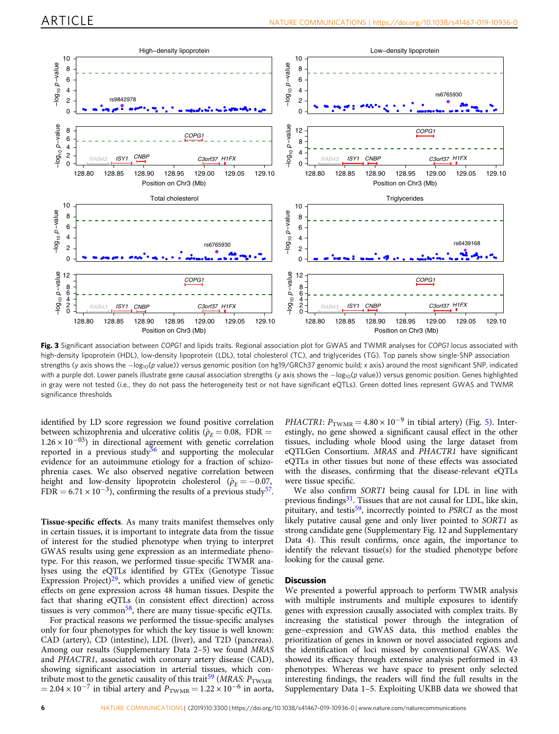High−density lipoprotein

Low−density lipoprotein

10
8
6
4
2
0

$-\log_{10}$ p−value

rs9842978

rs6765930

8
6
4
2
0

12
8
4
0

COPG1

RAB43 ISY1 CNBP C3orf37 H1FX

128.80 128.85 128.90 128.95 129.00 129.05 129.10

Position on Chr3 (Mb)

Total cholesterol

Triglycerides

rs6765930

rs6439168

**Fig. 3** Significant association between *COPG1* and lipids traits. Regional association plot for GWAS and TWMR analyses for *COPG1* locus associated with high-density lipoprotein (HDL), low-density lipoprotein (LDL), total cholesterol (TC), and triglycerides (TG). Top panels show single-SNP association strengths (y axis shows the $-\log_{10}$(p value)) versus genomic position (on hg19/GRCh37 genomic build; x axis) around the most significant SNP, indicated with a purple dot. Lower panels illustrate gene causal association strengths (y axis shows the $-\log_{10}$(p value)) versus genomic position. Genes highlighted in gray were not tested (i.e., they do not pass the heterogeneity test or not have significant eQTLs). Green dotted lines represent GWAS and TWMR significance thresholds

identified by LD score regression we found positive correlation between schizophrenia and ulcerative colitis ($\hat{\rho}_E = 0.08$, FDR $= 1.26 \times 10^{-03}$) in directional agreement with genetic correlation reported in a previous study[56] and supporting the molecular evidence for an autoimmune etiology for a fraction of schizophrenia cases. We also observed negative correlation between height and low-density lipoprotein cholesterol ($\hat{\rho}_E = -0.07$, FDR $= 6.71 \times 10^{-3}$), confirming the results of a previous study[57].

**Tissue-specific effects**. As many traits manifest themselves only in certain tissues, it is important to integrate data from the tissue of interest for the studied phenotype when trying to interpret GWAS results using gene expression as an intermediate phenotype. For this reason, we performed tissue-specific TWMR analyses using the eQTLs identified by GTEx (Genotype Tissue Expression Project)[29], which provides a unified view of genetic effects on gene expression across 48 human tissues. Despite the fact that sharing eQTLs (in consistent effect direction) across tissues is very common[58], there are many tissue-specific eQTLs.

For practical reasons we performed the tissue-specific analyses only for four phenotypes for which the key tissue is well known: CAD (artery), CD (intestine), LDL (liver), and T2D (pancreas). Among our results (Supplementary Data 2–5) we found *MRAS* and *PHACTR1*, associated with coronary artery disease (CAD), showing significant association in arterial tissues, which contribute most to the genetic causality of this trait[59] (*MRAS*: $P_{\mathrm{TWMR}} = 2.04 \times 10^{-7}$ in tibial artery and $P_{\mathrm{TWMR}} = 1.22 \times 10^{-6}$ in aorta, *PHACTR1*: $P_{\mathrm{TWMR}} = 4.80 \times 10^{-9}$ in tibial artery) (Fig. 5). Interestingly, no gene showed a significant causal effect in the other tissues, including whole blood using the large dataset from eQTLGen Consortium. *MRAS* and *PHACTR1* have significant eQTLs in other tissues but none of these effects was associated with the diseases, confirming that the disease-relevant eQTLs were tissue specific.

We also confirm *SORT1* being causal for LDL in line with previous findings[31]. Tissues that are not causal for LDL, like skin, pituitary, and testis[59], incorrectly pointed to *PSRC1* as the most likely putative causal gene and only liver pointed to *SORT1* as strong candidate gene (Supplementary Fig. 12 and Supplementary Data 4). This result confirms, once again, the importance to identify the relevant tissue(s) for the studied phenotype before looking for the causal gene.

## Discussion

We presented a powerful approach to perform TWMR analysis with multiple instruments and multiple exposures to identify genes with expression causally associated with complex traits. By increasing the statistical power through the integration of gene–expression and GWAS data, this method enables the prioritization of genes in known or novel associated regions and the identification of loci missed by conventional GWAS. We showed its efficacy through extensive analysis performed in 43 phenotypes. Whereas we have space to present only selected interesting findings, the readers will find the full results in the Supplementary Data 1–5. Exploiting UKBB data we showed that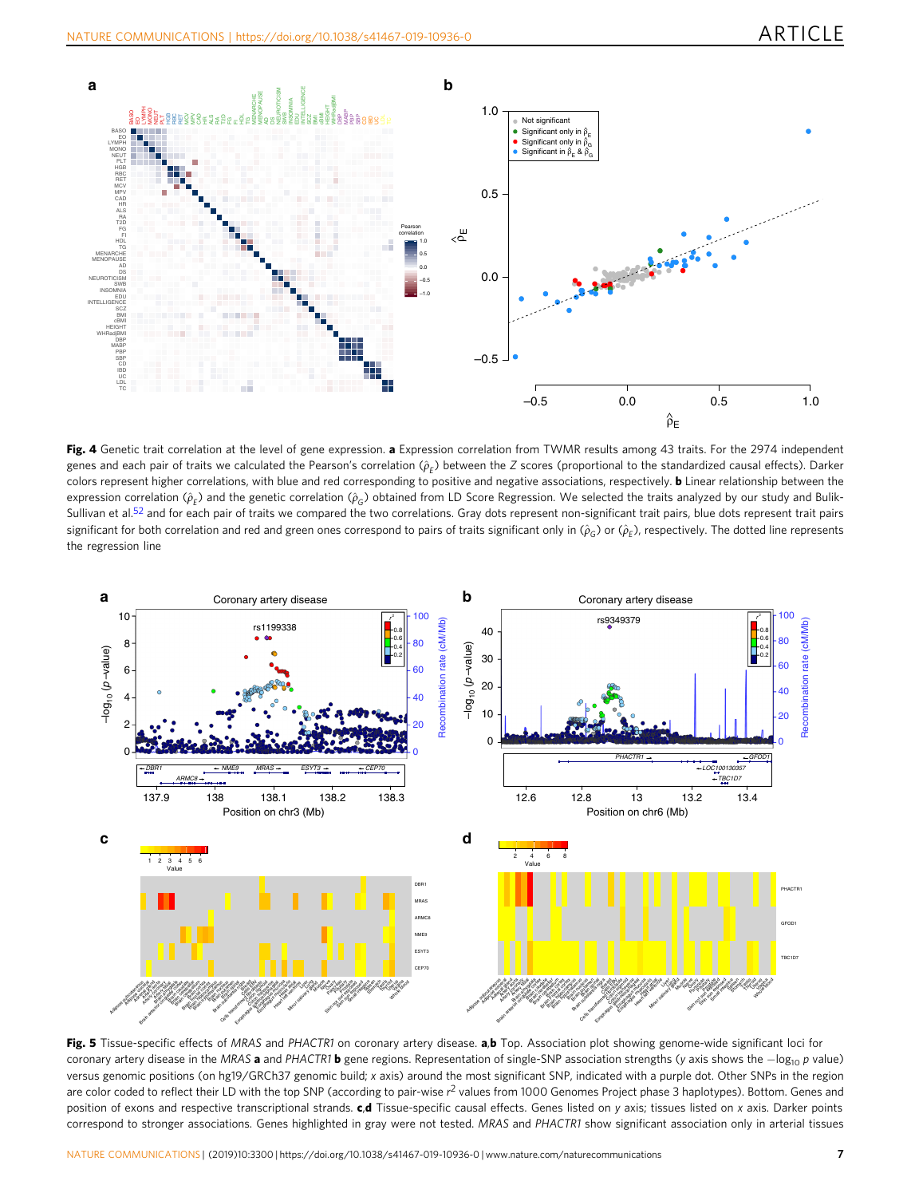a

BASO EO LYMPH MONO NEUT PLT HGB RBC RET MCV MPV CAD HR ALS RA T2D FG FI HDL TG MENARCHE MENOPAUSE AD DS NEUROTICISM SWB INSOMNIA EDU INTELLIGENCE SCZ BMI cBMI HEIGHT WHRadjBMI DBP MABP PBP SBP CD IBD UC LDL TC

Pearson correlation
1.0
0.5
0.0
−0.5
−1.0

b

Not significant
Significant only in $\hat{\rho}_E$
Significant only in $\hat{\rho}_G$
Significant in $\hat{\rho}_E$ & $\hat{\rho}_G$

$\hat{\rho}_E$

$\hat{\rho}_E$

1.0
0.5
0.0
−0.5

−0.5
0.0
0.5
1.0

**Fig. 4** Genetic trait correlation at the level of gene expression. **a** Expression correlation from TWMR results among 43 traits. For the 2974 independent genes and each pair of traits we calculated the Pearson's correlation ($\hat{\rho}_E$) between the Z scores (proportional to the standardized causal effects). Darker colors represent higher correlations, with blue and red corresponding to positive and negative associations, respectively. **b** Linear relationship between the expression correlation ($\hat{\rho}_E$) and the genetic correlation ($\hat{\rho}_G$) obtained from LD Score Regression. We selected the traits analyzed by our study and Bulik-Sullivan et al.[52] and for each pair of traits we compared the two correlations. Gray dots represent non-significant trait pairs, blue dots represent trait pairs significant for both correlation and red and green ones correspond to pairs of traits significant only in ($\hat{\rho}_G$) or ($\hat{\rho}_E$), respectively. The dotted line represents the regression line

a

Coronary artery disease

rs1199338

$r^2$
0.8
0.6
0.4
0.2

−log10 (p-value)

Recombination rate (cM/Mb)

DBR1
ARMC8
NME9
MRAS
ESYT3
CEP70

137.9
138
138.1
138.2
138.3

Position on chr3 (Mb)

b

Coronary artery disease

rs9349379

$r^2$
0.8
0.6
0.4
0.2

−log10 (p-value)

Recombination rate (cM/Mb)

PHACTR1
GFOD1
LOC100130357
TBC1D7

12.6
12.8
13
13.2
13.4

Position on chr6 (Mb)

c

Value
1 2 3 4 5 6

DBR1
MRAS
ARMC8
NME9
ESYT3
CEP70

d

Value
2 4 6 8

PHACTR1
GFOD1
TBC1D7

**Fig. 5** Tissue-specific effects of *MRAS* and *PHACTR1* on coronary artery disease. **a**,**b** Top. Association plot showing genome-wide significant loci for coronary artery disease in the *MRAS* **a** and *PHACTR1* **b** gene regions. Representation of single-SNP association strengths (y axis shows the $-\log_{10}$ p value) versus genomic positions (on hg19/GRCh37 genomic build; x axis) around the most significant SNP, indicated with a purple dot. Other SNPs in the region are color coded to reflect their LD with the top SNP (according to pair-wise $r^2$ values from 1000 Genomes Project phase 3 haplotypes). Bottom. Genes and position of exons and respective transcriptional strands. **c**,**d** Tissue-specific causal effects. Genes listed on y axis; tissues listed on x axis. Darker points correspond to stronger associations. Genes highlighted in gray were not tested. *MRAS* and *PHACTR1* show significant association only in arterial tissues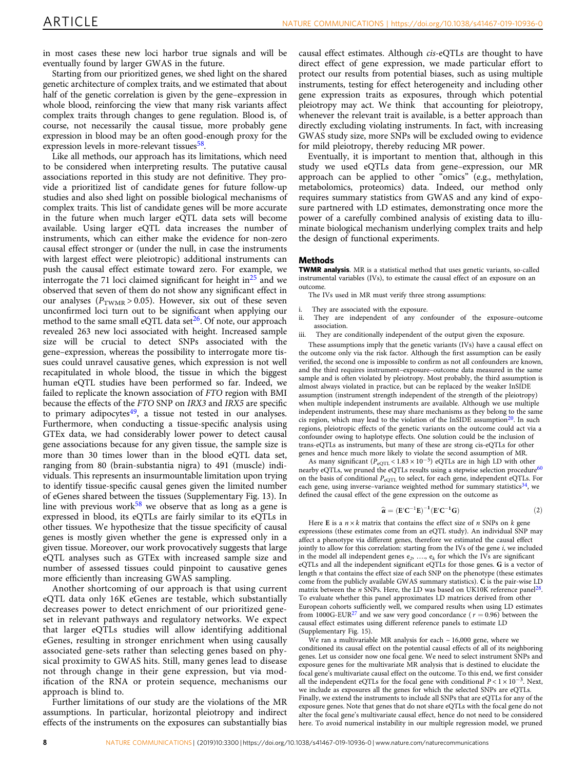in most cases these new loci harbor true signals and will be eventually found by larger GWAS in the future.

Starting from our prioritized genes, we shed light on the shared genetic architecture of complex traits, and we estimated that about half of the genetic correlation is given by the gene–expression in whole blood, reinforcing the view that many risk variants affect complex traits through changes to gene regulation. Blood is, of course, not necessarily the causal tissue, more probably gene expression in blood may be an often good-enough proxy for the expression levels in more-relevant tissues[58].

Like all methods, our approach has its limitations, which need to be considered when interpreting results. The putative causal associations reported in this study are not definitive. They provide a prioritized list of candidate genes for future follow-up studies and also shed light on possible biological mechanisms of complex traits. This list of candidate genes will be more accurate in the future when much larger eQTL data sets will become available. Using larger eQTL data increases the number of instruments, which can either make the evidence for non-zero causal effect stronger or (under the null, in case the instruments with largest effect were pleiotropic) additional instruments can push the causal effect estimate toward zero. For example, we interrogate the 71 loci claimed significant for height in[25] and we observed that seven of them do not show any significant effect in our analyses ($P_{\mathrm{TWMR}} > 0.05$). However, six out of these seven unconfirmed loci turn out to be significant when applying our method to the same small eQTL data set[26]. Of note, our approach revealed 263 new loci associated with height. Increased sample size will be crucial to detect SNPs associated with the gene–expression, whereas the possibility to interrogate more tissues could unravel causative genes, which expression is not well recapitulated in whole blood, the tissue in which the biggest human eQTL studies have been performed so far. Indeed, we failed to replicate the known association of *FTO* region with BMI because the effects of the *FTO* SNP on *IRX3* and *IRX5* are specific to primary adipocytes[49], a tissue not tested in our analyses. Furthermore, when conducting a tissue-specific analysis using GTEx data, we had considerably lower power to detect causal gene associations because for any given tissue, the sample size is more than 30 times lower than in the blood eQTL data set, ranging from 80 (brain-substantia nigra) to 491 (muscle) individuals. This represents an insurmountable limitation upon trying to identify tissue-specific causal genes given the limited number of eGenes shared between the tissues (Supplementary Fig. 13). In line with previous work[58] we observe that as long as a gene is expressed in blood, its eQTLs are fairly similar to its eQTLs in other tissues. We hypothesize that the tissue specificity of causal genes is mostly given whether the gene is expressed only in a given tissue. Moreover, our work provocatively suggests that large eQTL analyses such as GTEx with increased sample size and number of assessed tissues could pinpoint to causative genes more efficiently than increasing GWAS sampling.

Another shortcoming of our approach is that using current eQTL data only 16K eGenes are testable, which substantially decreases power to detect enrichment of our prioritized geneset in relevant pathways and regulatory networks. We expect that larger eQTLs studies will allow identifying additional eGenes, resulting in stronger enrichment when using causally associated gene-sets rather than selecting genes based on physical proximity to GWAS hits. Still, many genes lead to disease not through change in their gene expression, but via modification of the RNA or protein sequence, mechanisms our approach is blind to.

Further limitations of our study are the violations of the MR assumptions. In particular, horizontal pleiotropy and indirect effects of the instruments on the exposures can substantially bias causal effect estimates. Although *cis*-eQTLs are thought to have direct effect of gene expression, we made particular effort to protect our results from potential biases, such as using multiple instruments, testing for effect heterogeneity and including other gene expression traits as exposures, through which potential pleiotropy may act. We think that accounting for pleiotropy, whenever the relevant trait is available, is a better approach than directly excluding violating instruments. In fact, with increasing GWAS study size, more SNPs will be excluded owing to evidence for mild pleiotropy, thereby reducing MR power.

Eventually, it is important to mention that, although in this study we used eQTLs data from gene–expression, our MR approach can be applied to other "omics" (e.g., methylation, metabolomics, proteomics) data. Indeed, our method only requires summary statistics from GWAS and any kind of exposure partnered with LD estimates, demonstrating once more the power of a carefully combined analysis of existing data to illuminate biological mechanism underlying complex traits and help the design of functional experiments.

## Methods

**TWMR analysis**. MR is a statistical method that uses genetic variants, so-called instrumental variables (IVs), to estimate the causal effect of an exposure on an outcome.

The IVs used in MR must verify three strong assumptions:

i. They are associated with the exposure.
ii. They are independent of any confounder of the exposure–outcome association.
iii. They are conditionally independent of the output given the exposure.

These assumptions imply that the genetic variants (IVs) have a causal effect on the outcome only via the risk factor. Although the first assumption can be easily verified, the second one is impossible to confirm as not all confounders are known, and the third requires instrument–exposure–outcome data measured in the same sample and is often violated by pleiotropy. Most probably, the third assumption is almost always violated in practice, but can be replaced by the weaker InSIDE assumption (instrument strength independent of the strength of the pleiotropy) when multiple independent instruments are available. Although we use multiple independent instruments, these may share mechanisms as they belong to the same cis region, which may lead to the violation of the InSIDE assumption[20]. In such regions, pleiotropic effects of the genetic variants on the outcome could act via a confounder owing to haplotype effects. One solution could be the inclusion of trans-eQTLs as instruments, but many of these are strong cis-eQTLs for other genes and hence much more likely to violate the second assumption of MR.

As many significant ($P_{\mathrm{eQTL}} < 1.83 \times 10^{-5}$) eQTLs are in high LD with other nearby eQTLs, we pruned the eQTLs results using a stepwise selection procedure[60] on the basis of conditional $P_{\mathrm{eQTL}}$ to select, for each gene, independent eQTLs. For each gene, using inverse–variance weighted method for summary statistics[34], we defined the causal effect of the gene expression on the outcome as

$$\hat{\alpha} = (\mathbf{E}'\mathbf{C}^{-1}\mathbf{E})^{-1}(\mathbf{E}'\mathbf{C}^{-1}\mathbf{G}) \tag{2}$$

Here **E** is a $n \times k$ matrix that contains the effect size of $n$ SNPs on $k$ gene expressions (these estimates come from an eQTL study). An individual SNP may affect a phenotype via different genes, therefore we estimated the causal effect jointly to allow for this correlation: starting from the IVs of the gene $i$, we included in the model all independent genes $e_2, \ldots, e_k$ for which the IVs are significant eQTLs and all the independent significant eQTLs for those genes. **G** is a vector of length $n$ that contains the effect size of each SNP on the phenotype (these estimates come from the publicly available GWAS summary statistics). **C** is the pair-wise LD matrix between the $n$ SNPs. Here, the LD was based on UK10K reference panel[28]. To evaluate whether this panel approximates LD matrices derived from other European cohorts sufficiently well, we compared results when using LD estimates from 1000G-EUR[27] and we saw very good concordance ($r = 0.96$) between the causal effect estimates using different reference panels to estimate LD (Supplementary Fig. 15).

We ran a multivariable MR analysis for each ~16,000 gene, where we conditioned its causal effect on the potential causal effects of all of its neighboring genes. Let us consider now one focal gene. We need to select instrument SNPs and exposure genes for the multivariate MR analysis that is destined to elucidate the focal gene's multivariate causal effect on the outcome. To this end, we first consider all the independent eQTLs for the focal gene with conditional $P < 1 \times 10^{-3}$. Next, we include as exposures all the genes for which the selected SNPs are eQTLs. Finally, we extend the instruments to include all SNPs that are eQTLs for any of the exposure genes. Note that genes that do not share eQTLs with the focal gene do not alter the focal gene's multivariate causal effect, hence do not need to be considered here. To avoid numerical instability in our multiple regression model, we pruned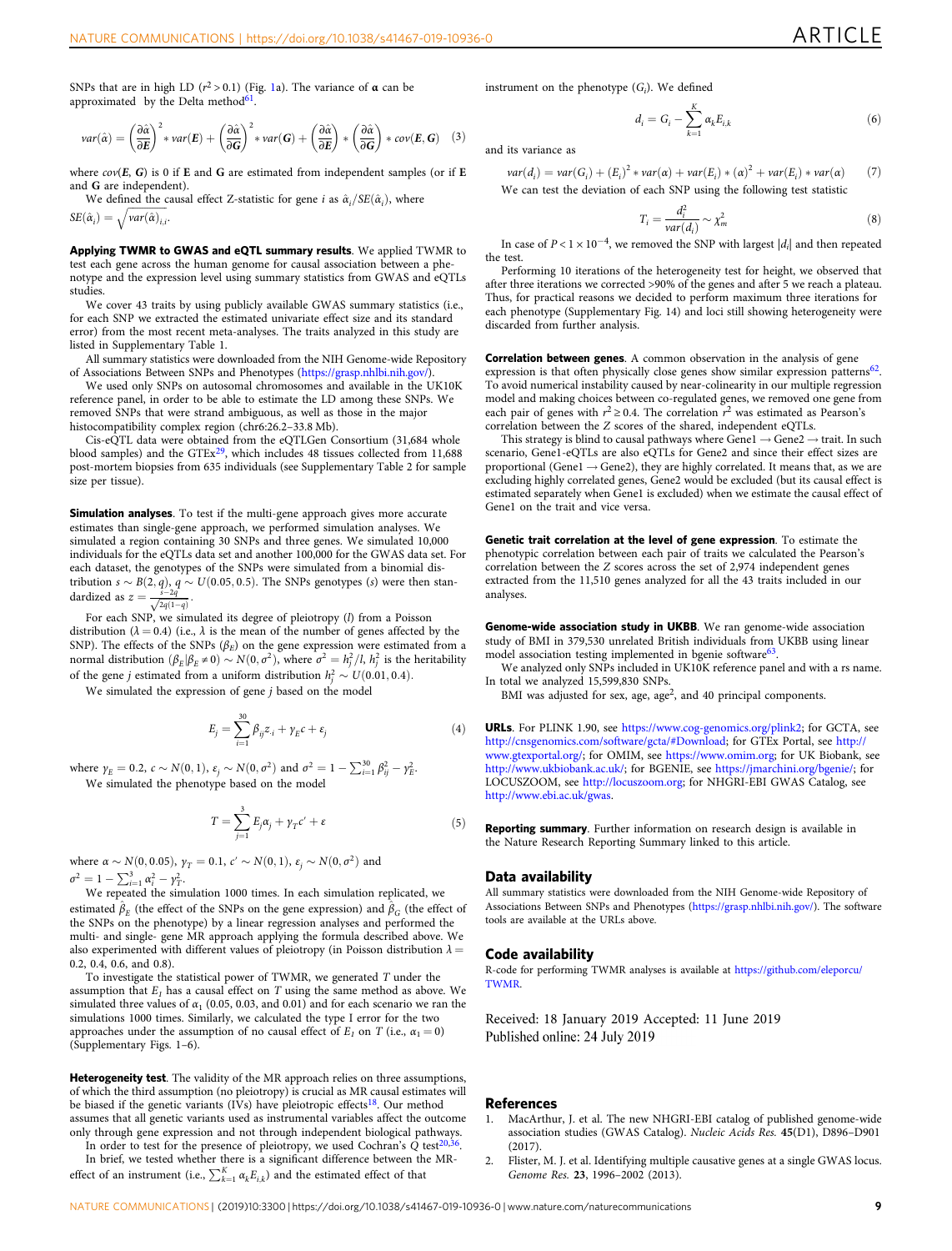SNPs that are in high LD ($r^2 > 0.1$) (Fig. 1a). The variance of $\boldsymbol{\alpha}$ can be approximated by the Delta method[61].

$$var(\hat{\alpha}) = \left(\frac{\partial \hat{\alpha}}{\partial \boldsymbol{E}}\right)^2 * var(\boldsymbol{E}) + \left(\frac{\partial \hat{\alpha}}{\partial \boldsymbol{G}}\right)^2 * var(\boldsymbol{G}) + \left(\frac{\partial \hat{\alpha}}{\partial \boldsymbol{E}}\right) * \left(\frac{\partial \hat{\alpha}}{\partial \boldsymbol{G}}\right) * cov(\boldsymbol{E}, \boldsymbol{G}) \quad (3)$$

where $cov(\boldsymbol{E}, \boldsymbol{G})$ is 0 if **E** and **G** are estimated from independent samples (or if **E** and **G** are independent).

We defined the causal effect Z-statistic for gene $i$ as $\hat{\alpha}_i / SE(\hat{\alpha}_i)$, where $SE(\hat{\alpha}_i) = \sqrt{var(\hat{\alpha})_{i,i}}$.

**Applying TWMR to GWAS and eQTL summary results**. We applied TWMR to test each gene across the human genome for causal association between a phenotype and the expression level using summary statistics from GWAS and eQTLs studies.

We cover 43 traits by using publicly available GWAS summary statistics (i.e., for each SNP we extracted the estimated univariate effect size and its standard error) from the most recent meta-analyses. The traits analyzed in this study are listed in Supplementary Table 1.

All summary statistics were downloaded from the NIH Genome-wide Repository of Associations Between SNPs and Phenotypes (https://grasp.nhlbi.nih.gov/).

We used only SNPs on autosomal chromosomes and available in the UK10K reference panel, in order to be able to estimate the LD among these SNPs. We removed SNPs that were strand ambiguous, as well as those in the major histocompatibility complex region (chr6:26.2–33.8 Mb).

Cis-eQTL data were obtained from the eQTLGen Consortium (31,684 whole blood samples) and the GTEx[29], which includes 48 tissues collected from 11,688 post-mortem biopsies from 635 individuals (see Supplementary Table 2 for sample size per tissue).

**Simulation analyses**. To test if the multi-gene approach gives more accurate estimates than single-gene approach, we performed simulation analyses. We simulated a region containing 30 SNPs and three genes. We simulated 10,000 individuals for the eQTLs data set and another 100,000 for the GWAS data set. For each dataset, the genotypes of the SNPs were simulated from a binomial distribution $s \sim B(2, q)$, $q \sim U(0.05, 0.5)$. The SNPs genotypes ($s$) were then standardized as $z = \frac{s - 2q}{\sqrt{2q(1-q)}}$.

For each SNP, we simulated its degree of pleiotropy ($l$) from a Poisson distribution ($\lambda = 0.4$) (i.e., $\lambda$ is the mean of the number of genes affected by the SNP). The effects of the SNPs ($\beta_E$) on the gene expression were estimated from a normal distribution $(\beta_E | \beta_E \neq 0) \sim N(0, \sigma^2)$, where $\sigma^2 = h_j^2 / l$, $h_j^2$ is the heritability of the gene $j$ estimated from a uniform distribution $h_j^2 \sim U(0.01, 0.4)$.

We simulated the expression of gene $j$ based on the model

$$E_j = \sum_{i=1}^{30} \beta_{ij} z_{\cdot i} + \gamma_E c + \varepsilon_j \quad (4)$$

where $\gamma_E = 0.2$, $c \sim N(0, 1)$, $\varepsilon_j \sim N(0, \sigma^2)$ and $\sigma^2 = 1 - \sum_{i=1}^{30} \beta_{ij}^2 - \gamma_E^2$.

We simulated the phenotype based on the model

$$T = \sum_{j=1}^{3} E_j \alpha_j + \gamma_T c' + \varepsilon \quad (5)$$

where $\alpha \sim N(0, 0.05)$, $\gamma_T = 0.1$, $c' \sim N(0, 1)$, $\varepsilon_j \sim N(0, \sigma^2)$ and $\sigma^2 = 1 - \sum_{i=1}^{3} \alpha_i^2 - \gamma_T^2$.

We repeated the simulation 1000 times. In each simulation replicated, we estimated $\hat{\beta}_E$ (the effect of the SNPs on the gene expression) and $\hat{\beta}_G$ (the effect of the SNPs on the phenotype) by a linear regression analyses and performed the multi- and single- gene MR approach applying the formula described above. We also experimented with different values of pleiotropy (in Poisson distribution $\lambda =$ 0.2, 0.4, 0.6, and 0.8).

To investigate the statistical power of TWMR, we generated $T$ under the assumption that $E_1$ has a causal effect on $T$ using the same method as above. We simulated three values of $\alpha_1$ (0.05, 0.03, and 0.01) and for each scenario we ran the simulations 1000 times. Similarly, we calculated the type I error for the two approaches under the assumption of no causal effect of $E_1$ on $T$ (i.e., $\alpha_1 = 0$) (Supplementary Figs. 1–6).

**Heterogeneity test**. The validity of the MR approach relies on three assumptions, of which the third assumption (no pleiotropy) is crucial as MR causal estimates will be biased if the genetic variants (IVs) have pleiotropic effects[18]. Our method assumes that all genetic variants used as instrumental variables affect the outcome only through gene expression and not through independent biological pathways.

In order to test for the presence of pleiotropy, we used Cochran's $Q$ test[20,36]. In brief, we tested whether there is a significant difference between the MR-effect of an instrument (i.e., $\sum_{k=1}^{K} \alpha_k E_{i,k}$) and the estimated effect of that instrument on the phenotype ($G_i$). We defined

$$d_i = G_i - \sum_{k=1}^{K} \alpha_k E_{i,k} \quad (6)$$

and its variance as

$$var(d_i) = var(G_i) + (E_i)^2 * var(\alpha) + var(E_i) * (\alpha)^2 + var(E_i) * var(\alpha) \quad (7)$$

We can test the deviation of each SNP using the following test statistic

$$T_i = \frac{d_i^2}{var(d_i)} \sim \chi_m^2 \quad (8)$$

In case of $P < 1 \times 10^{-4}$, we removed the SNP with largest $|d_i|$ and then repeated the test.

Performing 10 iterations of the heterogeneity test for height, we observed that after three iterations we corrected >90% of the genes and after 5 we reach a plateau. Thus, for practical reasons we decided to perform maximum three iterations for each phenotype (Supplementary Fig. 14) and loci still showing heterogeneity were discarded from further analysis.

**Correlation between genes**. A common observation in the analysis of gene expression is that often physically close genes show similar expression patterns[62]. To avoid numerical instability caused by near-colinearity in our multiple regression model and making choices between co-regulated genes, we removed one gene from each pair of genes with $r^2 \geq 0.4$. The correlation $r^2$ was estimated as Pearson's correlation between the $Z$ scores of the shared, independent eQTLs.

This strategy is blind to causal pathways where Gene1 → Gene2 → trait. In such scenario, Gene1-eQTLs are also eQTLs for Gene2 and since their effect sizes are proportional (Gene1 → Gene2), they are highly correlated. It means that, as we are excluding highly correlated genes, Gene2 would be excluded (but its causal effect is estimated separately when Gene1 is excluded) when we estimate the causal effect of Gene1 on the trait and vice versa.

**Genetic trait correlation at the level of gene expression**. To estimate the phenotypic correlation between each pair of traits we calculated the Pearson's correlation between the $Z$ scores across the set of 2,974 independent genes extracted from the 11,510 genes analyzed for all the 43 traits included in our analyses.

**Genome-wide association study in UKBB**. We ran genome-wide association study of BMI in 379,530 unrelated British individuals from UKBB using linear model association testing implemented in bgenie software[63].

We analyzed only SNPs included in UK10K reference panel and with a rs name. In total we analyzed 15,599,830 SNPs.

BMI was adjusted for sex, age, age$^2$, and 40 principal components.

**URLs**. For PLINK 1.90, see https://www.cog-genomics.org/plink2; for GCTA, see http://cnsgenomics.com/software/gcta/#Download; for GTEx Portal, see http://www.gtexportal.org/; for OMIM, see https://www.omim.org; for UK Biobank, see http://www.ukbiobank.ac.uk/; for BGENIE, see https://jmarchini.org/bgenie/; for LOCUSZOOM, see http://locuszoom.org; for NHGRI-EBI GWAS Catalog, see http://www.ebi.ac.uk/gwas.

**Reporting summary**. Further information on research design is available in the Nature Research Reporting Summary linked to this article.

## Data availability

All summary statistics were downloaded from the NIH Genome-wide Repository of Associations Between SNPs and Phenotypes (https://grasp.nhlbi.nih.gov/). The software tools are available at the URLs above.

## Code availability

R-code for performing TWMR analyses is available at https://github.com/eleporcu/TWMR.

Received: 18 January 2019 Accepted: 11 June 2019
Published online: 24 July 2019

## References

1. MacArthur, J. et al. The new NHGRI-EBI catalog of published genome-wide association studies (GWAS Catalog). *Nucleic Acids Res.* **45**(D1), D896–D901 (2017).
2. Flister, M. J. et al. Identifying multiple causative genes at a single GWAS locus. *Genome Res.* **23**, 1996–2002 (2013).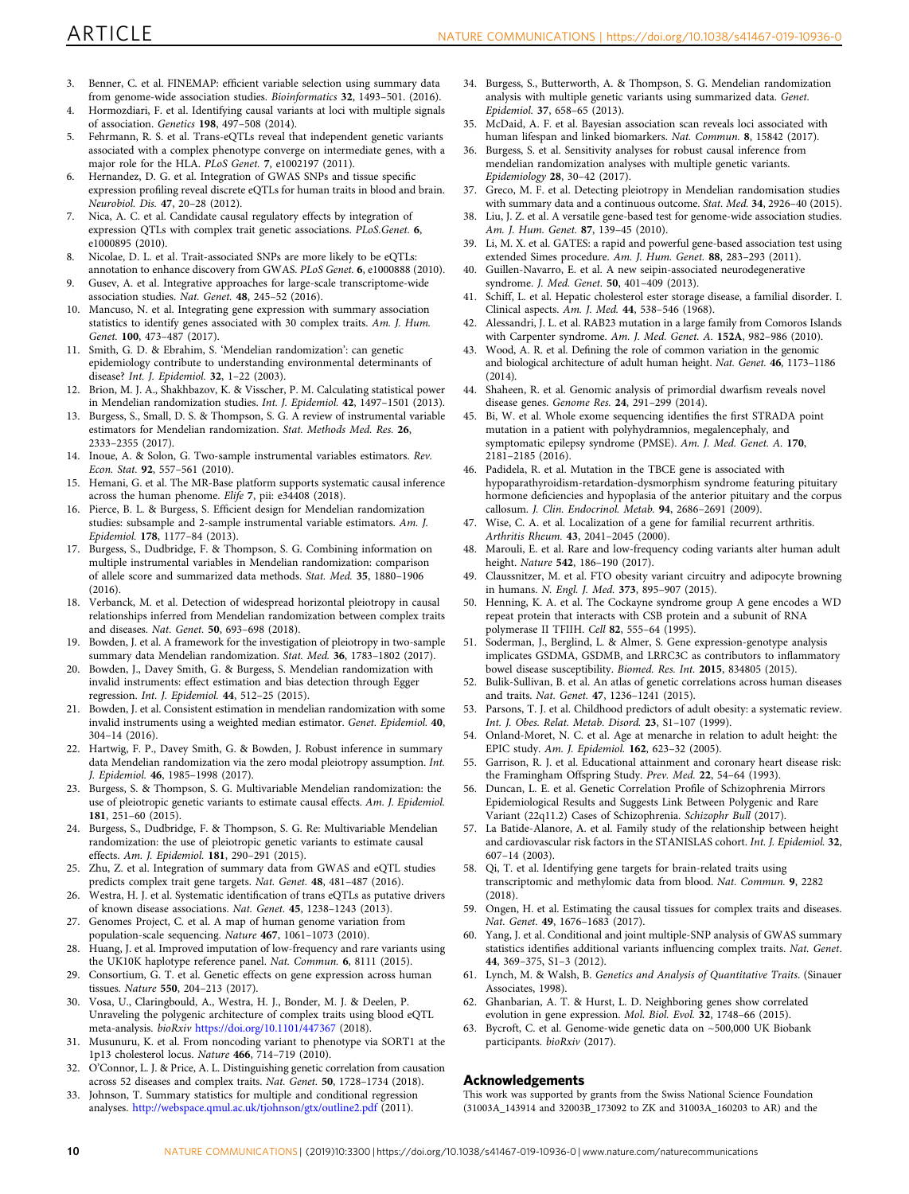3. Benner, C. et al. FINEMAP: efficient variable selection using summary data from genome-wide association studies. *Bioinformatics* **32**, 1493–501. (2016).
4. Hormozdiari, F. et al. Identifying causal variants at loci with multiple signals of association. *Genetics* **198**, 497–508 (2014).
5. Fehrmann, R. S. et al. Trans-eQTLs reveal that independent genetic variants associated with a complex phenotype converge on intermediate genes, with a major role for the HLA. *PLoS Genet.* **7**, e1002197 (2011).
6. Hernandez, D. G. et al. Integration of GWAS SNPs and tissue specific expression profiling reveal discrete eQTLs for human traits in blood and brain. *Neurobiol. Dis.* **47**, 20–28 (2012).
7. Nica, A. C. et al. Candidate causal regulatory effects by integration of expression QTLs with complex trait genetic associations. *PLoS.Genet.* **6**, e1000895 (2010).
8. Nicolae, D. L. et al. Trait-associated SNPs are more likely to be eQTLs: annotation to enhance discovery from GWAS. *PLoS Genet.* **6**, e1000888 (2010).
9. Gusev, A. et al. Integrative approaches for large-scale transcriptome-wide association studies. *Nat. Genet.* **48**, 245–52 (2016).
10. Mancuso, N. et al. Integrating gene expression with summary association statistics to identify genes associated with 30 complex traits. *Am. J. Hum. Genet.* **100**, 473–487 (2017).
11. Smith, G. D. & Ebrahim, S. 'Mendelian randomization': can genetic epidemiology contribute to understanding environmental determinants of disease? *Int. J. Epidemiol.* **32**, 1–22 (2003).
12. Brion, M. J. A., Shakhbazov, K. & Visscher, P. M. Calculating statistical power in Mendelian randomization studies. *Int. J. Epidemiol.* **42**, 1497–1501 (2013).
13. Burgess, S., Small, D. S. & Thompson, S. G. A review of instrumental variable estimators for Mendelian randomization. *Stat. Methods Med. Res.* **26**, 2333–2355 (2017).
14. Inoue, A. & Solon, G. Two-sample instrumental variables estimators. *Rev. Econ. Stat.* **92**, 557–561 (2010).
15. Hemani, G. et al. The MR-Base platform supports systematic causal inference across the human phenome. *Elife* **7**, pii: e34408 (2018).
16. Pierce, B. L. & Burgess, S. Efficient design for Mendelian randomization studies: subsample and 2-sample instrumental variable estimators. *Am. J. Epidemiol.* **178**, 1177–84 (2013).
17. Burgess, S., Dudbridge, F. & Thompson, S. G. Combining information on multiple instrumental variables in Mendelian randomization: comparison of allele score and summarized data methods. *Stat. Med.* **35**, 1880–1906 (2016).
18. Verbanck, M. et al. Detection of widespread horizontal pleiotropy in causal relationships inferred from Mendelian randomization between complex traits and diseases. *Nat. Genet.* **50**, 693–698 (2018).
19. Bowden, J. et al. A framework for the investigation of pleiotropy in two-sample summary data Mendelian randomization. *Stat. Med.* **36**, 1783–1802 (2017).
20. Bowden, J., Davey Smith, G. & Burgess, S. Mendelian randomization with invalid instruments: effect estimation and bias detection through Egger regression. *Int. J. Epidemiol.* **44**, 512–25 (2015).
21. Bowden, J. et al. Consistent estimation in mendelian randomization with some invalid instruments using a weighted median estimator. *Genet. Epidemiol.* **40**, 304–14 (2016).
22. Hartwig, F. P., Davey Smith, G. & Bowden, J. Robust inference in summary data Mendelian randomization via the zero modal pleiotropy assumption. *Int. J. Epidemiol.* **46**, 1985–1998 (2017).
23. Burgess, S. & Thompson, S. G. Multivariable Mendelian randomization: the use of pleiotropic genetic variants to estimate causal effects. *Am. J. Epidemiol.* **181**, 251–60 (2015).
24. Burgess, S., Dudbridge, F. & Thompson, S. G. Re: Multivariable Mendelian randomization: the use of pleiotropic genetic variants to estimate causal effects. *Am. J. Epidemiol.* **181**, 290–291 (2015).
25. Zhu, Z. et al. Integration of summary data from GWAS and eQTL studies predicts complex trait gene targets. *Nat. Genet.* **48**, 481–487 (2016).
26. Westra, H. J. et al. Systematic identification of trans eQTLs as putative drivers of known disease associations. *Nat. Genet.* **45**, 1238–1243 (2013).
27. Genomes Project, C. et al. A map of human genome variation from population-scale sequencing. *Nature* **467**, 1061–1073 (2010).
28. Huang, J. et al. Improved imputation of low-frequency and rare variants using the UK10K haplotype reference panel. *Nat. Commun.* **6**, 8111 (2015).
29. Consortium, G. T. et al. Genetic effects on gene expression across human tissues. *Nature* **550**, 204–213 (2017).
30. Vosa, U., Claringbould, A., Westra, H. J., Bonder, M. J. & Deelen, P. Unraveling the polygenic architecture of complex traits using blood eQTL meta-analysis. *bioRxiv* https://doi.org/10.1101/447367 (2018).
31. Musunuru, K. et al. From noncoding variant to phenotype via SORT1 at the 1p13 cholesterol locus. *Nature* **466**, 714–719 (2010).
32. O'Connor, L. J. & Price, A. L. Distinguishing genetic correlation from causation across 52 diseases and complex traits. *Nat. Genet.* **50**, 1728–1734 (2018).
33. Johnson, T. Summary statistics for multiple and conditional regression analyses. http://webspace.qmul.ac.uk/tjohnson/gtx/outline2.pdf (2011).
34. Burgess, S., Butterworth, A. & Thompson, S. G. Mendelian randomization analysis with multiple genetic variants using summarized data. *Genet. Epidemiol.* **37**, 658–65 (2013).
35. McDaid, A. F. et al. Bayesian association scan reveals loci associated with human lifespan and linked biomarkers. *Nat. Commun.* **8**, 15842 (2017).
36. Burgess, S. et al. Sensitivity analyses for robust causal inference from mendelian randomization analyses with multiple genetic variants. *Epidemiology* **28**, 30–42 (2017).
37. Greco, M. F. et al. Detecting pleiotropy in Mendelian randomisation studies with summary data and a continuous outcome. *Stat. Med.* **34**, 2926–40 (2015).
38. Liu, J. Z. et al. A versatile gene-based test for genome-wide association studies. *Am. J. Hum. Genet.* **87**, 139–45 (2010).
39. Li, M. X. et al. GATES: a rapid and powerful gene-based association test using extended Simes procedure. *Am. J. Hum. Genet.* **88**, 283–293 (2011).
40. Guillen-Navarro, E. et al. A new seipin-associated neurodegenerative syndrome. *J. Med. Genet.* **50**, 401–409 (2013).
41. Schiff, L. et al. Hepatic cholesterol ester storage disease, a familial disorder. I. Clinical aspects. *Am. J. Med.* **44**, 538–546 (1968).
42. Alessandri, J. L. et al. RAB23 mutation in a large family from Comoros Islands with Carpenter syndrome. *Am. J. Med. Genet. A.* **152A**, 982–986 (2010).
43. Wood, A. R. et al. Defining the role of common variation in the genomic and biological architecture of adult human height. *Nat. Genet.* **46**, 1173–1186 (2014).
44. Shaheen, R. et al. Genomic analysis of primordial dwarfism reveals novel disease genes. *Genome Res.* **24**, 291–299 (2014).
45. Bi, W. et al. Whole exome sequencing identifies the first STRADA point mutation in a patient with polyhydramnios, megalencephaly, and symptomatic epilepsy syndrome (PMSE). *Am. J. Med. Genet. A.* **170**, 2181–2185 (2016).
46. Padidela, R. et al. Mutation in the TBCE gene is associated with hypoparathyroidism-retardation-dysmorphism syndrome featuring pituitary hormone deficiencies and hypoplasia of the anterior pituitary and the corpus callosum. *J. Clin. Endocrinol. Metab.* **94**, 2686–2691 (2009).
47. Wise, C. A. et al. Localization of a gene for familial recurrent arthritis. *Arthritis Rheum.* **43**, 2041–2045 (2000).
48. Marouli, E. et al. Rare and low-frequency coding variants alter human adult height. *Nature* **542**, 186–190 (2017).
49. Claussnitzer, M. et al. FTO obesity variant circuitry and adipocyte browning in humans. *N. Engl. J. Med.* **373**, 895–907 (2015).
50. Henning, K. A. et al. The Cockayne syndrome group A gene encodes a WD repeat protein that interacts with CSB protein and a subunit of RNA polymerase II TFIIH. *Cell* **82**, 555–64 (1995).
51. Soderman, J., Berglind, L. & Almer, S. Gene expression-genotype analysis implicates GSDMA, GSDMB, and LRRC3C as contributors to inflammatory bowel disease susceptibility. *Biomed. Res. Int.* **2015**, 834805 (2015).
52. Bulik-Sullivan, B. et al. An atlas of genetic correlations across human diseases and traits. *Nat. Genet.* **47**, 1236–1241 (2015).
53. Parsons, T. J. et al. Childhood predictors of adult obesity: a systematic review. *Int. J. Obes. Relat. Metab. Disord.* **23**, S1–107 (1999).
54. Onland-Moret, N. C. et al. Age at menarche in relation to adult height: the EPIC study. *Am. J. Epidemiol.* **162**, 623–32 (2005).
55. Garrison, R. J. et al. Educational attainment and coronary heart disease risk: the Framingham Offspring Study. *Prev. Med.* **22**, 54–64 (1993).
56. Duncan, L. E. et al. Genetic Correlation Profile of Schizophrenia Mirrors Epidemiological Results and Suggests Link Between Polygenic and Rare Variant (22q11.2) Cases of Schizophrenia. *Schizophr Bull* (2017).
57. La Batide-Alanore, A. et al. Family study of the relationship between height and cardiovascular risk factors in the STANISLAS cohort. *Int. J. Epidemiol.* **32**, 607–14 (2003).
58. Qi, T. et al. Identifying gene targets for brain-related traits using transcriptomic and methylomic data from blood. *Nat. Commun.* **9**, 2282 (2018).
59. Ongen, H. et al. Estimating the causal tissues for complex traits and diseases. *Nat. Genet.* **49**, 1676–1683 (2017).
60. Yang, J. et al. Conditional and joint multiple-SNP analysis of GWAS summary statistics identifies additional variants influencing complex traits. *Nat. Genet.* **44**, 369–375, S1–3 (2012).
61. Lynch, M. & Walsh, B. *Genetics and Analysis of Quantitative Traits*. (Sinauer Associates, 1998).
62. Ghanbarian, A. T. & Hurst, L. D. Neighboring genes show correlated evolution in gene expression. *Mol. Biol. Evol.* **32**, 1748–66 (2015).
63. Bycroft, C. et al. Genome-wide genetic data on ~500,000 UK Biobank participants. *bioRxiv* (2017).

## Acknowledgements

This work was supported by grants from the Swiss National Science Foundation (31003A_143914 and 32003B_173092 to ZK and 31003A_160203 to AR) and the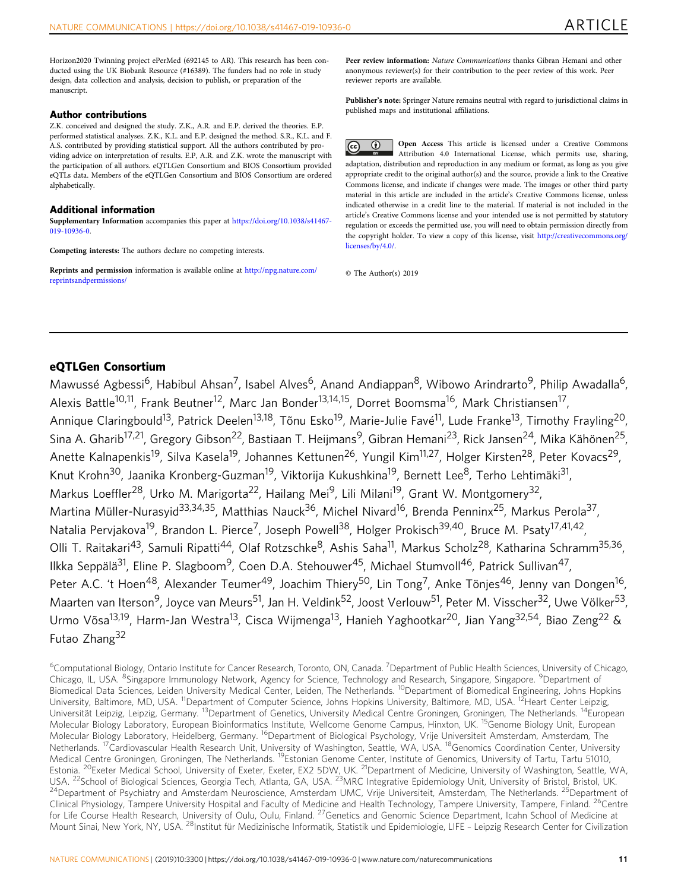Horizon2020 Twinning project ePerMed (692145 to AR). This research has been conducted using the UK Biobank Resource (#16389). The funders had no role in study design, data collection and analysis, decision to publish, or preparation of the manuscript.

### Author contributions

Z.K. conceived and designed the study. Z.K., A.R. and E.P. derived the theories. E.P. performed statistical analyses. Z.K., K.L. and E.P. designed the method. S.R., K.L. and F.A.S. contributed by providing statistical support. All the authors contributed by providing advice on interpretation of results. E.P, A.R. and Z.K. wrote the manuscript with the participation of all authors. eQTLGen Consortium and BIOS Consortium provided eQTLs data. Members of the eQTLGen Consortium and BIOS Consortium are ordered alphabetically.

### Additional information

**Supplementary Information** accompanies this paper at https://doi.org/10.1038/s41467-019-10936-0.

**Competing interests:** The authors declare no competing interests.

**Reprints and permission** information is available online at http://npg.nature.com/reprintsandpermissions/

**Peer review information:** *Nature Communications* thanks Gibran Hemani and other anonymous reviewer(s) for their contribution to the peer review of this work. Peer reviewer reports are available.

**Publisher's note:** Springer Nature remains neutral with regard to jurisdictional claims in published maps and institutional affiliations.

**Open Access** This article is licensed under a Creative Commons Attribution 4.0 International License, which permits use, sharing, adaptation, distribution and reproduction in any medium or format, as long as you give appropriate credit to the original author(s) and the source, provide a link to the Creative Commons license, and indicate if changes were made. The images or other third party material in this article are included in the article's Creative Commons license, unless indicated otherwise in a credit line to the material. If material is not included in the article's Creative Commons license and your intended use is not permitted by statutory regulation or exceeds the permitted use, you will need to obtain permission directly from the copyright holder. To view a copy of this license, visit http://creativecommons.org/licenses/by/4.0/.

© The Author(s) 2019

## eQTLGen Consortium

Mawussé Agbessi[6], Habibul Ahsan[7], Isabel Alves[6], Anand Andiappan[8], Wibowo Arindrarto[9], Philip Awadalla[6], Alexis Battle[10,11], Frank Beutner[12], Marc Jan Bonder[13,14,15], Dorret Boomsma[16], Mark Christiansen[17], Annique Claringbould[13], Patrick Deelen[13,18], Tõnu Esko[19], Marie-Julie Favé[11], Lude Franke[13], Timothy Frayling[20], Sina A. Gharib[17,21], Gregory Gibson[22], Bastiaan T. Heijmans[9], Gibran Hemani[23], Rick Jansen[24], Mika Kähönen[25], Anette Kalnapenkis[19], Silva Kasela[19], Johannes Kettunen[26], Yungil Kim[11,27], Holger Kirsten[28], Peter Kovacs[29], Knut Krohn[30], Jaanika Kronberg-Guzman[19], Viktorija Kukushkina[19], Bernett Lee[8], Terho Lehtimäki[31], Markus Loeffler[28], Urko M. Marigorta[22], Hailang Mei[9], Lili Milani[19], Grant W. Montgomery[32], Martina Müller-Nurasyid[33,34,35], Matthias Nauck[36], Michel Nivard[16], Brenda Penninx[25], Markus Perola[37], Natalia Pervjakova[19], Brandon L. Pierce[7], Joseph Powell[38], Holger Prokisch[39,40], Bruce M. Psaty[17,41,42], Olli T. Raitakari[43], Samuli Ripatti[44], Olaf Rotzschke[8], Ashis Saha[11], Markus Scholz[28], Katharina Schramm[35,36], Ilkka Seppälä[31], Eline P. Slagboom[9], Coen D.A. Stehouwer[45], Michael Stumvoll[46], Patrick Sullivan[47], Peter A.C. 't Hoen[48], Alexander Teumer[49], Joachim Thiery[50], Lin Tong[7], Anke Tönjes[46], Jenny van Dongen[16], Maarten van Iterson[9], Joyce van Meurs[51], Jan H. Veldink[52], Joost Verlouw[51], Peter M. Visscher[32], Uwe Völker[53], Urmo Võsa[13,19], Harm-Jan Westra[13], Cisca Wijmenga[13], Hanieh Yaghootkar[20], Jian Yang[32,54], Biao Zeng[22] & Futao Zhang[32]

[6]Computational Biology, Ontario Institute for Cancer Research, Toronto, ON, Canada. [7]Department of Public Health Sciences, University of Chicago, Chicago, IL, USA. [8]Singapore Immunology Network, Agency for Science, Technology and Research, Singapore, Singapore. [9]Department of Biomedical Data Sciences, Leiden University Medical Center, Leiden, The Netherlands. [10]Department of Biomedical Engineering, Johns Hopkins University, Baltimore, MD, USA. [11]Department of Computer Science, Johns Hopkins University, Baltimore, MD, USA. [12]Heart Center Leipzig, Universität Leipzig, Leipzig, Germany. [13]Department of Genetics, University Medical Centre Groningen, Groningen, The Netherlands. [14]European Molecular Biology Laboratory, European Bioinformatics Institute, Wellcome Genome Campus, Hinxton, UK. [15]Genome Biology Unit, European Molecular Biology Laboratory, Heidelberg, Germany. [16]Department of Biological Psychology, Vrije Universiteit Amsterdam, Amsterdam, The Netherlands. [17]Cardiovascular Health Research Unit, University of Washington, Seattle, WA, USA. [18]Genomics Coordination Center, University Medical Centre Groningen, Groningen, The Netherlands. [19]Estonian Genome Center, Institute of Genomics, University of Tartu, Tartu 51010, Estonia. [20]Exeter Medical School, University of Exeter, Exeter, EX2 5DW, UK. [21]Department of Medicine, University of Washington, Seattle, WA, USA. [22]School of Biological Sciences, Georgia Tech, Atlanta, GA, USA. [23]MRC Integrative Epidemiology Unit, University of Bristol, Bristol, UK. [24]Department of Psychiatry and Amsterdam Neuroscience, Amsterdam UMC, Vrije Universiteit, Amsterdam, The Netherlands. [25]Department of Clinical Physiology, Tampere University Hospital and Faculty of Medicine and Health Technology, Tampere University, Tampere, Finland. [26]Centre for Life Course Health Research, University of Oulu, Oulu, Finland. [27]Genetics and Genomic Science Department, Icahn School of Medicine at Mount Sinai, New York, NY, USA. [28]Institut für Medizinische Informatik, Statistik und Epidemiologie, LIFE – Leipzig Research Center for Civilization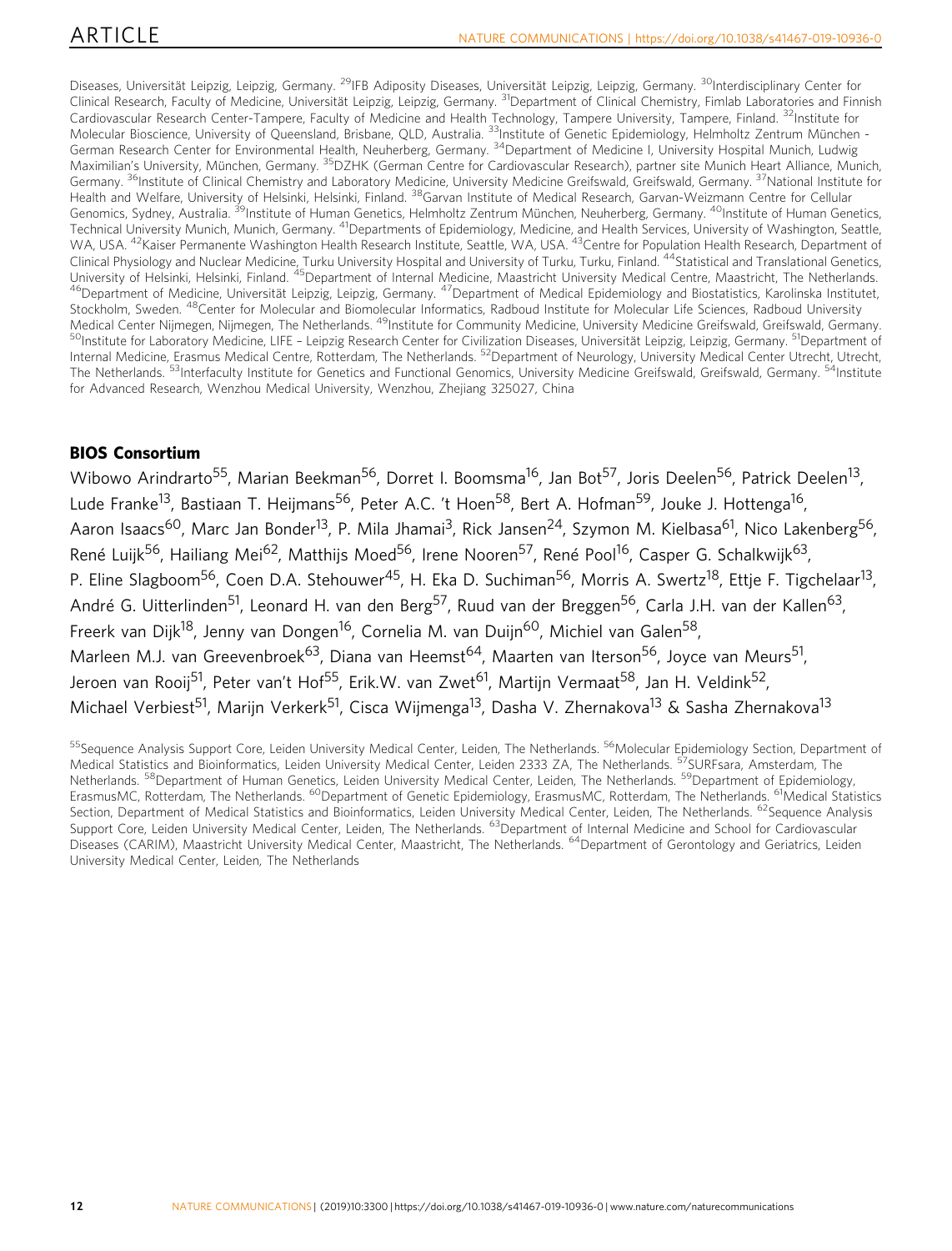Diseases, Universität Leipzig, Leipzig, Germany. [29]IFB Adiposity Diseases, Universität Leipzig, Leipzig, Germany. [30]Interdisciplinary Center for Clinical Research, Faculty of Medicine, Universität Leipzig, Leipzig, Germany. [31]Department of Clinical Chemistry, Fimlab Laboratories and Finnish Cardiovascular Research Center-Tampere, Faculty of Medicine and Health Technology, Tampere University, Tampere, Finland. [32]Institute for Molecular Bioscience, University of Queensland, Brisbane, QLD, Australia. [33]Institute of Genetic Epidemiology, Helmholtz Zentrum München - German Research Center for Environmental Health, Neuherberg, Germany. [34]Department of Medicine I, University Hospital Munich, Ludwig Maximilian's University, München, Germany. [35]DZHK (German Centre for Cardiovascular Research), partner site Munich Heart Alliance, Munich, Germany. [36]Institute of Clinical Chemistry and Laboratory Medicine, University Medicine Greifswald, Greifswald, Germany. [37]National Institute for Health and Welfare, University of Helsinki, Helsinki, Finland. [38]Garvan Institute of Medical Research, Garvan-Weizmann Centre for Cellular Genomics, Sydney, Australia. [39]Institute of Human Genetics, Helmholtz Zentrum München, Neuherberg, Germany. [40]Institute of Human Genetics, Technical University Munich, Munich, Germany. [41]Departments of Epidemiology, Medicine, and Health Services, University of Washington, Seattle, WA, USA. [42]Kaiser Permanente Washington Health Research Institute, Seattle, WA, USA. [43]Centre for Population Health Research, Department of Clinical Physiology and Nuclear Medicine, Turku University Hospital and University of Turku, Turku, Finland. [44]Statistical and Translational Genetics, University of Helsinki, Helsinki, Finland. [45]Department of Internal Medicine, Maastricht University Medical Centre, Maastricht, The Netherlands. [46]Department of Medicine, Universität Leipzig, Leipzig, Germany. [47]Department of Medical Epidemiology and Biostatistics, Karolinska Institutet, Stockholm, Sweden. [48]Center for Molecular and Biomolecular Informatics, Radboud Institute for Molecular Life Sciences, Radboud University Medical Center Nijmegen, Nijmegen, The Netherlands. [49]Institute for Community Medicine, University Medicine Greifswald, Greifswald, Germany. [50]Institute for Laboratory Medicine, LIFE – Leipzig Research Center for Civilization Diseases, Universität Leipzig, Leipzig, Germany. [51]Department of Internal Medicine, Erasmus Medical Centre, Rotterdam, The Netherlands. [52]Department of Neurology, University Medical Center Utrecht, Utrecht, The Netherlands. [53]Interfaculty Institute for Genetics and Functional Genomics, University Medicine Greifswald, Greifswald, Germany. [54]Institute for Advanced Research, Wenzhou Medical University, Wenzhou, Zhejiang 325027, China

## BIOS Consortium

Wibowo Arindrarto[55], Marian Beekman[56], Dorret I. Boomsma[16], Jan Bot[57], Joris Deelen[56], Patrick Deelen[13], Lude Franke[13], Bastiaan T. Heijmans[56], Peter A.C. 't Hoen[58], Bert A. Hofman[59], Jouke J. Hottenga[16], Aaron Isaacs[60], Marc Jan Bonder[13], P. Mila Jhamai[3], Rick Jansen[24], Szymon M. Kielbasa[61], Nico Lakenberg[56], René Luijk[56], Hailiang Mei[62], Matthijs Moed[56], Irene Nooren[57], René Pool[16], Casper G. Schalkwijk[63], P. Eline Slagboom[56], Coen D.A. Stehouwer[45], H. Eka D. Suchiman[56], Morris A. Swertz[18], Ettje F. Tigchelaar[13], André G. Uitterlinden[51], Leonard H. van den Berg[57], Ruud van der Breggen[56], Carla J.H. van der Kallen[63], Freerk van Dijk[18], Jenny van Dongen[16], Cornelia M. van Duijn[60], Michiel van Galen[58], Marleen M.J. van Greevenbroek[63], Diana van Heemst[64], Maarten van Iterson[56], Joyce van Meurs[51], Jeroen van Rooij[51], Peter van't Hof[55], Erik.W. van Zwet[61], Martijn Vermaat[58], Jan H. Veldink[52], Michael Verbiest[51], Marijn Verkerk[51], Cisca Wijmenga[13], Dasha V. Zhernakova[13] & Sasha Zhernakova[13]

[55]Sequence Analysis Support Core, Leiden University Medical Center, Leiden, The Netherlands. [56]Molecular Epidemiology Section, Department of Medical Statistics and Bioinformatics, Leiden University Medical Center, Leiden 2333 ZA, The Netherlands. [57]SURFsara, Amsterdam, The Netherlands. [58]Department of Human Genetics, Leiden University Medical Center, Leiden, The Netherlands. [59]Department of Epidemiology, ErasmusMC, Rotterdam, The Netherlands. [60]Department of Genetic Epidemiology, ErasmusMC, Rotterdam, The Netherlands. [61]Medical Statistics Section, Department of Medical Statistics and Bioinformatics, Leiden University Medical Center, Leiden, The Netherlands. [62]Sequence Analysis Support Core, Leiden University Medical Center, Leiden, The Netherlands. [63]Department of Internal Medicine and School for Cardiovascular Diseases (CARIM), Maastricht University Medical Center, Maastricht, The Netherlands. [64]Department of Gerontology and Geriatrics, Leiden University Medical Center, Leiden, The Netherlands